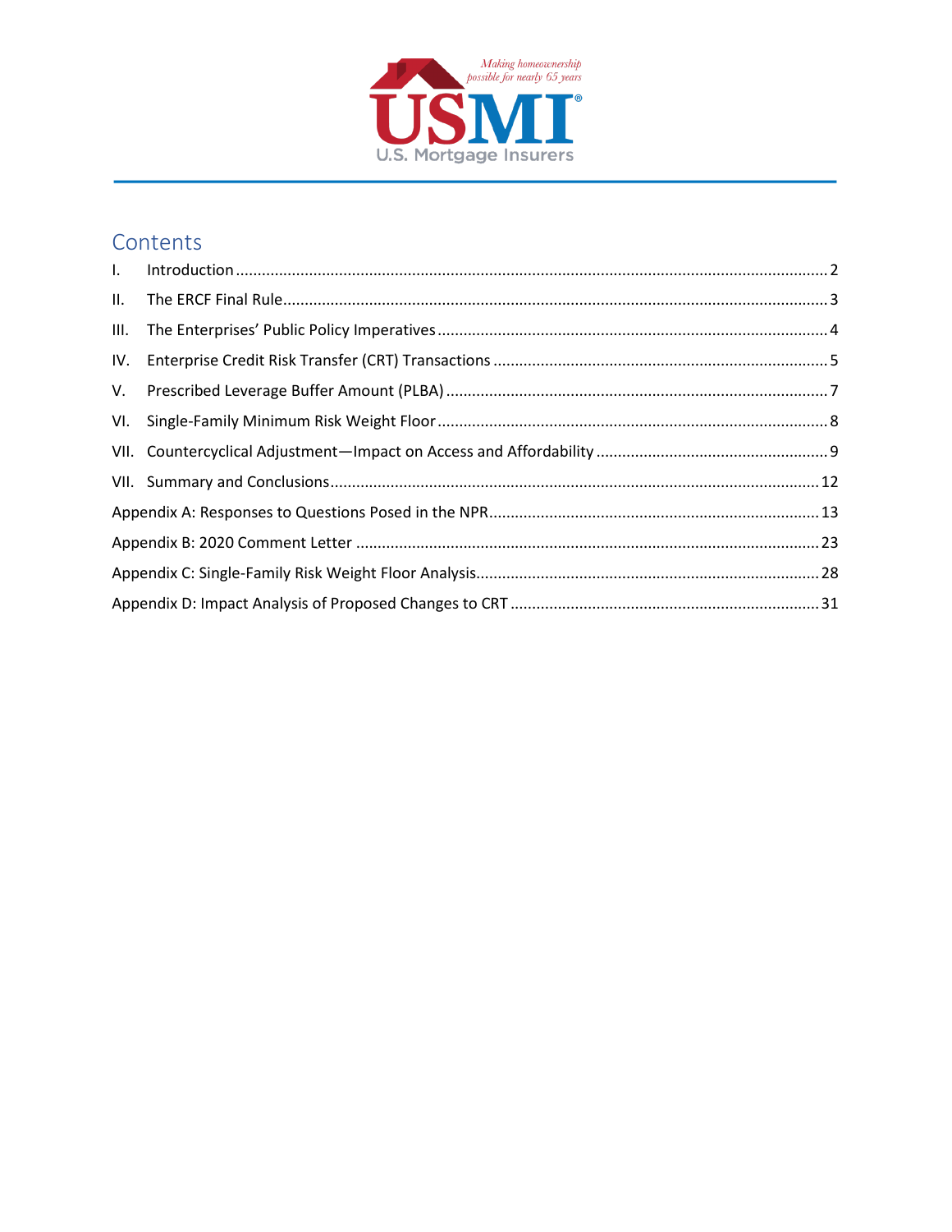Making homeownership possible for nearly 65 years

USMI

U.S. Mortgage Insurers

## Contents

I. Introduction ........ 2

II. The ERCF Final Rule ........ 3

III. The Enterprises' Public Policy Imperatives ........ 4

IV. Enterprise Credit Risk Transfer (CRT) Transactions ........ 5

V. Prescribed Leverage Buffer Amount (PLBA) ........ 7

VI. Single-Family Minimum Risk Weight Floor ........ 8

VII. Countercyclical Adjustment—Impact on Access and Affordability ........ 9

VII. Summary and Conclusions ........ 12

Appendix A: Responses to Questions Posed in the NPR ........ 13

Appendix B: 2020 Comment Letter ........ 23

Appendix C: Single-Family Risk Weight Floor Analysis ........ 28

Appendix D: Impact Analysis of Proposed Changes to CRT ........ 31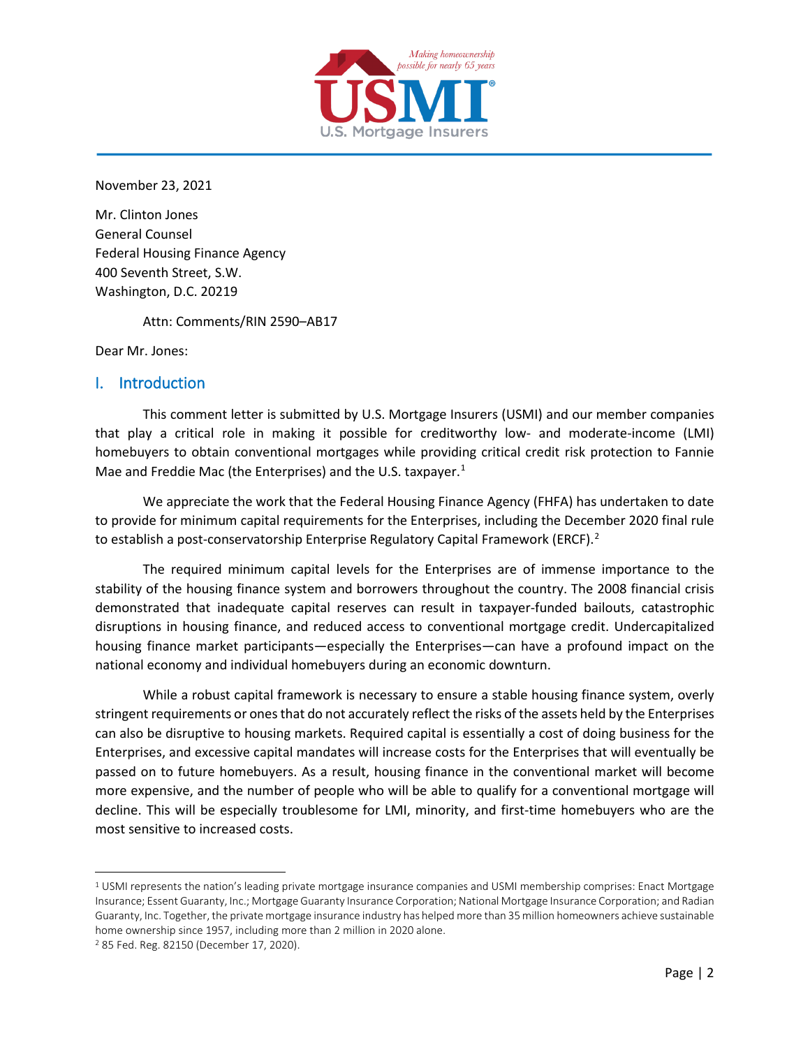November 23, 2021

Mr. Clinton Jones
General Counsel
Federal Housing Finance Agency
400 Seventh Street, S.W.
Washington, D.C. 20219

Attn: Comments/RIN 2590–AB17

Dear Mr. Jones:

## I. Introduction

This comment letter is submitted by U.S. Mortgage Insurers (USMI) and our member companies that play a critical role in making it possible for creditworthy low- and moderate-income (LMI) homebuyers to obtain conventional mortgages while providing critical credit risk protection to Fannie Mae and Freddie Mac (the Enterprises) and the U.S. taxpayer.[1]

We appreciate the work that the Federal Housing Finance Agency (FHFA) has undertaken to date to provide for minimum capital requirements for the Enterprises, including the December 2020 final rule to establish a post-conservatorship Enterprise Regulatory Capital Framework (ERCF).[2]

The required minimum capital levels for the Enterprises are of immense importance to the stability of the housing finance system and borrowers throughout the country. The 2008 financial crisis demonstrated that inadequate capital reserves can result in taxpayer-funded bailouts, catastrophic disruptions in housing finance, and reduced access to conventional mortgage credit. Undercapitalized housing finance market participants—especially the Enterprises—can have a profound impact on the national economy and individual homebuyers during an economic downturn.

While a robust capital framework is necessary to ensure a stable housing finance system, overly stringent requirements or ones that do not accurately reflect the risks of the assets held by the Enterprises can also be disruptive to housing markets. Required capital is essentially a cost of doing business for the Enterprises, and excessive capital mandates will increase costs for the Enterprises that will eventually be passed on to future homebuyers. As a result, housing finance in the conventional market will become more expensive, and the number of people who will be able to qualify for a conventional mortgage will decline. This will be especially troublesome for LMI, minority, and first-time homebuyers who are the most sensitive to increased costs.

---

[1] USMI represents the nation's leading private mortgage insurance companies and USMI membership comprises: Enact Mortgage Insurance; Essent Guaranty, Inc.; Mortgage Guaranty Insurance Corporation; National Mortgage Insurance Corporation; and Radian Guaranty, Inc. Together, the private mortgage insurance industry has helped more than 35 million homeowners achieve sustainable home ownership since 1957, including more than 2 million in 2020 alone.

[2] 85 Fed. Reg. 82150 (December 17, 2020).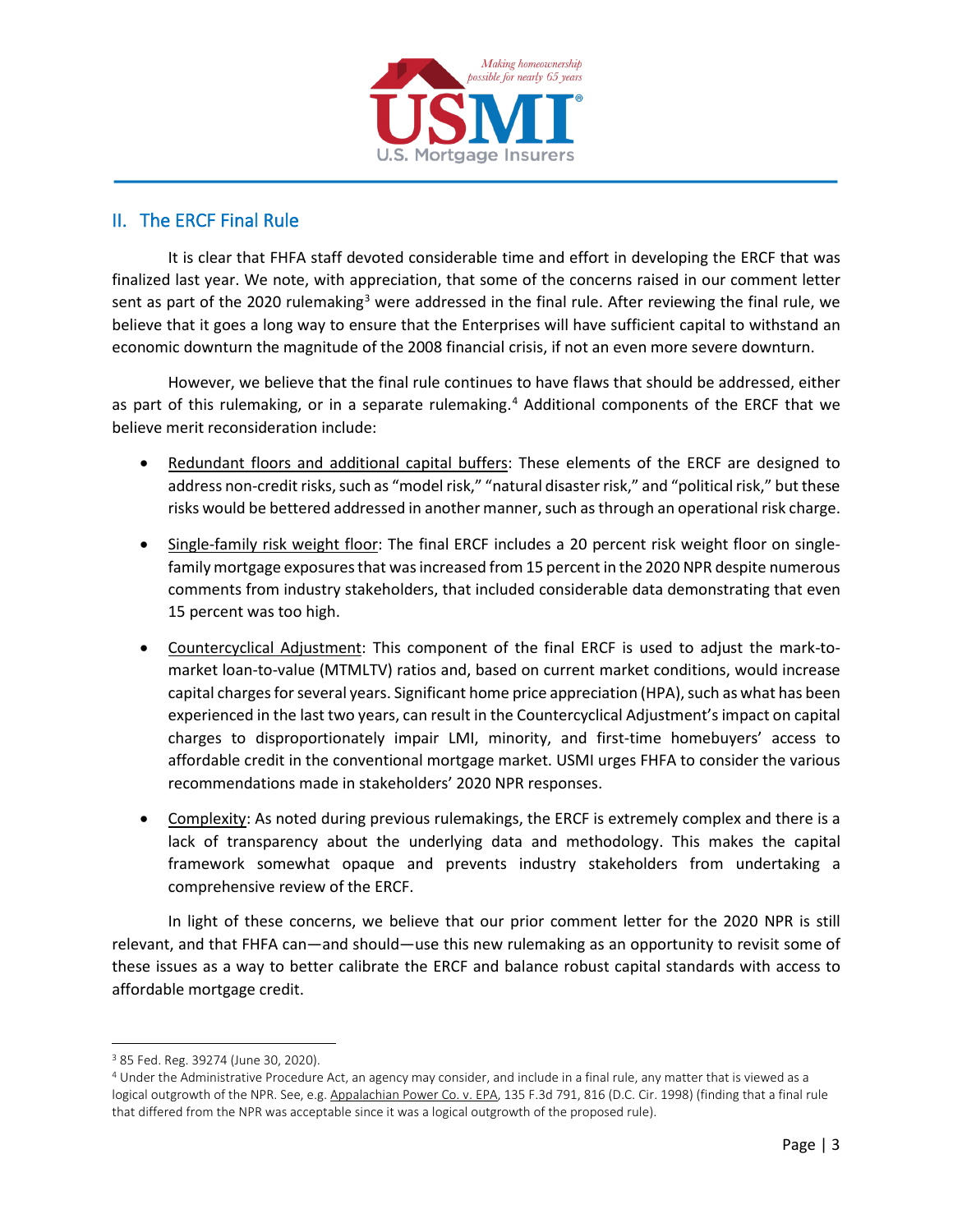## II. The ERCF Final Rule

It is clear that FHFA staff devoted considerable time and effort in developing the ERCF that was finalized last year. We note, with appreciation, that some of the concerns raised in our comment letter sent as part of the 2020 rulemaking[3] were addressed in the final rule. After reviewing the final rule, we believe that it goes a long way to ensure that the Enterprises will have sufficient capital to withstand an economic downturn the magnitude of the 2008 financial crisis, if not an even more severe downturn.

However, we believe that the final rule continues to have flaws that should be addressed, either as part of this rulemaking, or in a separate rulemaking.[4] Additional components of the ERCF that we believe merit reconsideration include:

- Redundant floors and additional capital buffers: These elements of the ERCF are designed to address non-credit risks, such as "model risk," "natural disaster risk," and "political risk," but these risks would be bettered addressed in another manner, such as through an operational risk charge.
- Single-family risk weight floor: The final ERCF includes a 20 percent risk weight floor on single-family mortgage exposures that was increased from 15 percent in the 2020 NPR despite numerous comments from industry stakeholders, that included considerable data demonstrating that even 15 percent was too high.
- Countercyclical Adjustment: This component of the final ERCF is used to adjust the mark-to-market loan-to-value (MTMLTV) ratios and, based on current market conditions, would increase capital charges for several years. Significant home price appreciation (HPA), such as what has been experienced in the last two years, can result in the Countercyclical Adjustment's impact on capital charges to disproportionately impair LMI, minority, and first-time homebuyers' access to affordable credit in the conventional mortgage market. USMI urges FHFA to consider the various recommendations made in stakeholders' 2020 NPR responses.
- Complexity: As noted during previous rulemakings, the ERCF is extremely complex and there is a lack of transparency about the underlying data and methodology. This makes the capital framework somewhat opaque and prevents industry stakeholders from undertaking a comprehensive review of the ERCF.

In light of these concerns, we believe that our prior comment letter for the 2020 NPR is still relevant, and that FHFA can—and should—use this new rulemaking as an opportunity to revisit some of these issues as a way to better calibrate the ERCF and balance robust capital standards with access to affordable mortgage credit.

---

[3] 85 Fed. Reg. 39274 (June 30, 2020).

[4] Under the Administrative Procedure Act, an agency may consider, and include in a final rule, any matter that is viewed as a logical outgrowth of the NPR. See, e.g. Appalachian Power Co. v. EPA, 135 F.3d 791, 816 (D.C. Cir. 1998) (finding that a final rule that differed from the NPR was acceptable since it was a logical outgrowth of the proposed rule).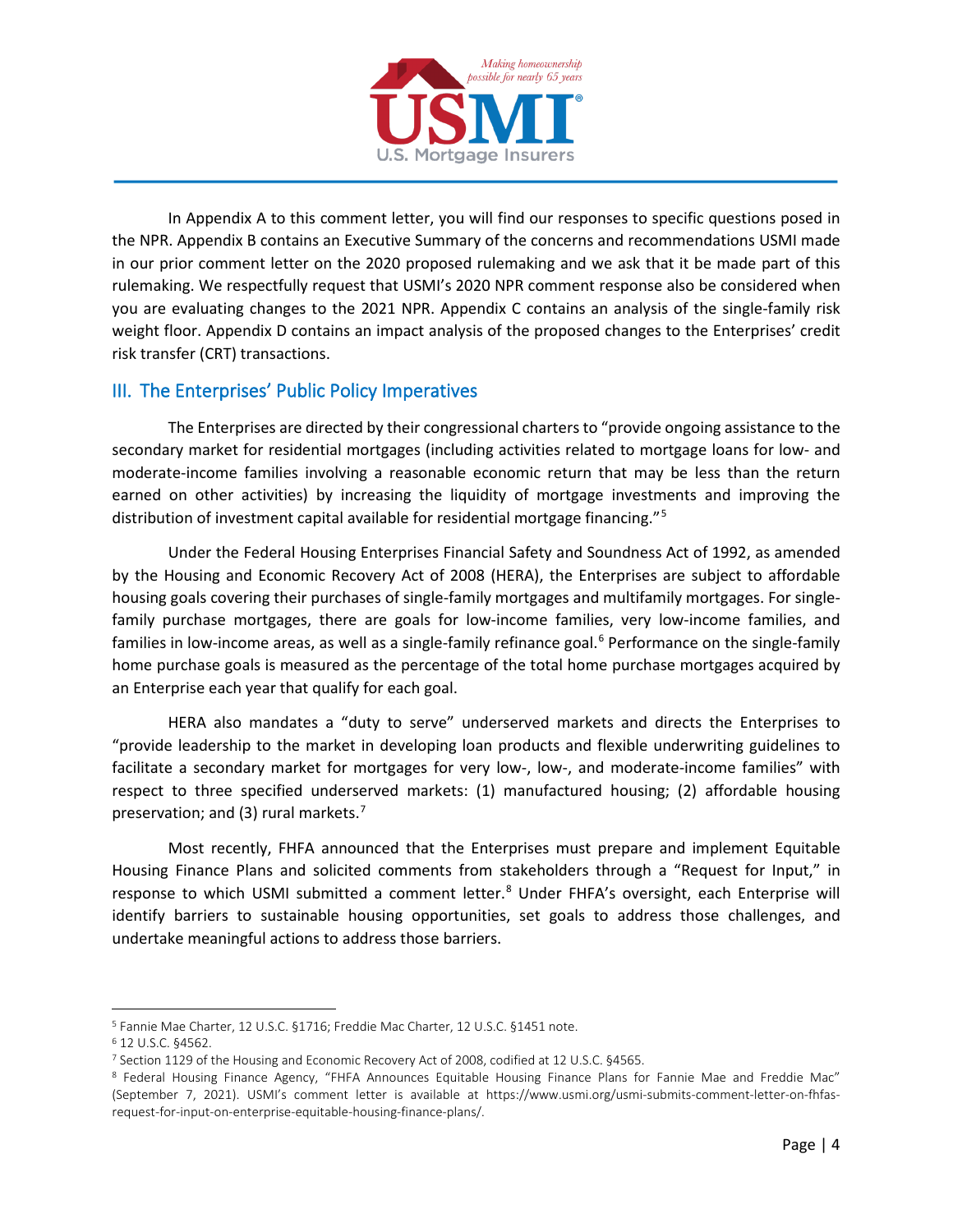In Appendix A to this comment letter, you will find our responses to specific questions posed in the NPR. Appendix B contains an Executive Summary of the concerns and recommendations USMI made in our prior comment letter on the 2020 proposed rulemaking and we ask that it be made part of this rulemaking. We respectfully request that USMI's 2020 NPR comment response also be considered when you are evaluating changes to the 2021 NPR. Appendix C contains an analysis of the single-family risk weight floor. Appendix D contains an impact analysis of the proposed changes to the Enterprises' credit risk transfer (CRT) transactions.

## III. The Enterprises' Public Policy Imperatives

The Enterprises are directed by their congressional charters to "provide ongoing assistance to the secondary market for residential mortgages (including activities related to mortgage loans for low- and moderate-income families involving a reasonable economic return that may be less than the return earned on other activities) by increasing the liquidity of mortgage investments and improving the distribution of investment capital available for residential mortgage financing."[5]

Under the Federal Housing Enterprises Financial Safety and Soundness Act of 1992, as amended by the Housing and Economic Recovery Act of 2008 (HERA), the Enterprises are subject to affordable housing goals covering their purchases of single-family mortgages and multifamily mortgages. For single-family purchase mortgages, there are goals for low-income families, very low-income families, and families in low-income areas, as well as a single-family refinance goal.[6] Performance on the single-family home purchase goals is measured as the percentage of the total home purchase mortgages acquired by an Enterprise each year that qualify for each goal.

HERA also mandates a "duty to serve" underserved markets and directs the Enterprises to "provide leadership to the market in developing loan products and flexible underwriting guidelines to facilitate a secondary market for mortgages for very low-, low-, and moderate-income families" with respect to three specified underserved markets: (1) manufactured housing; (2) affordable housing preservation; and (3) rural markets.[7]

Most recently, FHFA announced that the Enterprises must prepare and implement Equitable Housing Finance Plans and solicited comments from stakeholders through a "Request for Input," in response to which USMI submitted a comment letter.[8] Under FHFA's oversight, each Enterprise will identify barriers to sustainable housing opportunities, set goals to address those challenges, and undertake meaningful actions to address those barriers.

---

[5] Fannie Mae Charter, 12 U.S.C. §1716; Freddie Mac Charter, 12 U.S.C. §1451 note.

[6] 12 U.S.C. §4562.

[7] Section 1129 of the Housing and Economic Recovery Act of 2008, codified at 12 U.S.C. §4565.

[8] Federal Housing Finance Agency, "FHFA Announces Equitable Housing Finance Plans for Fannie Mae and Freddie Mac" (September 7, 2021). USMI's comment letter is available at https://www.usmi.org/usmi-submits-comment-letter-on-fhfas-request-for-input-on-enterprise-equitable-housing-finance-plans/.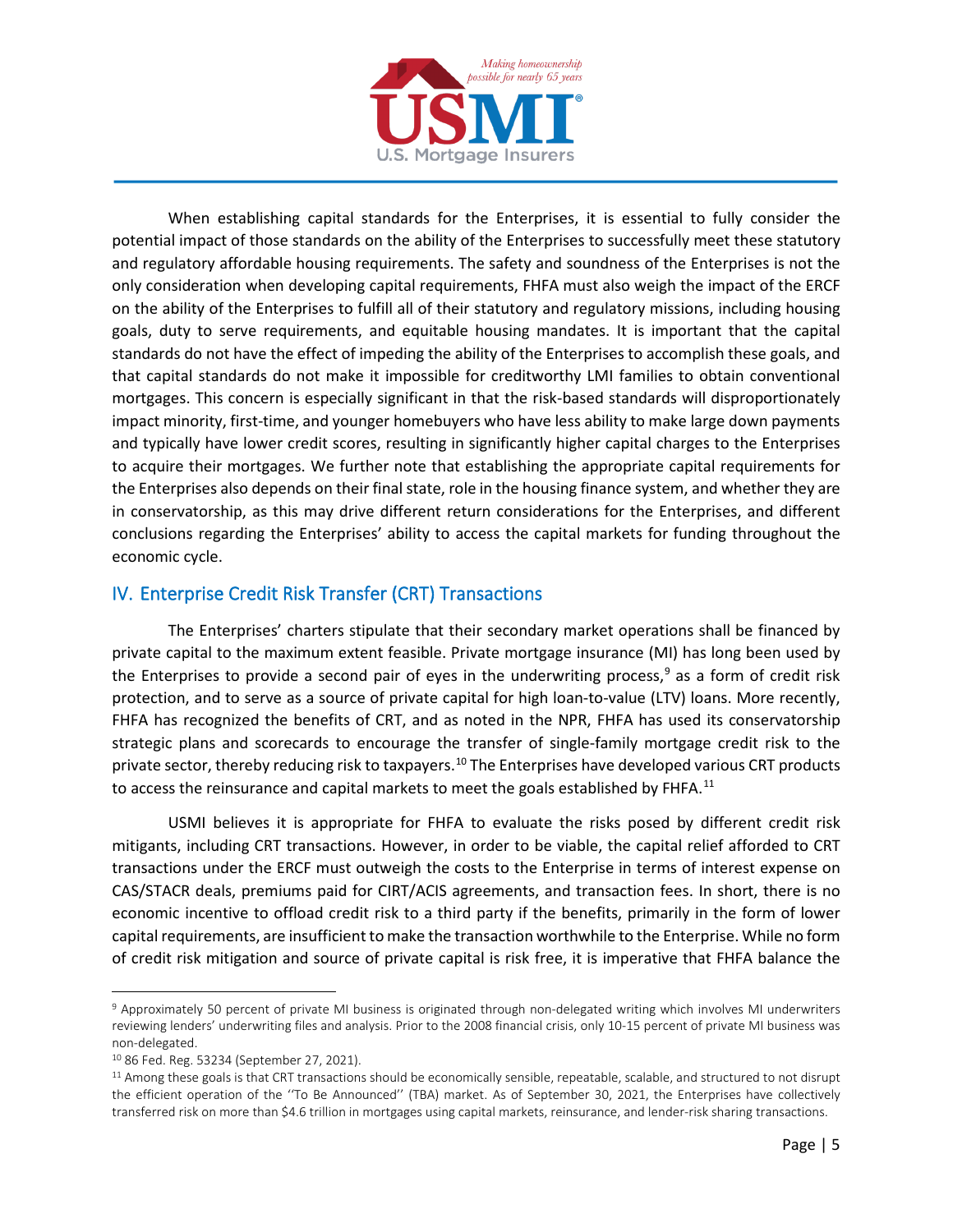When establishing capital standards for the Enterprises, it is essential to fully consider the potential impact of those standards on the ability of the Enterprises to successfully meet these statutory and regulatory affordable housing requirements. The safety and soundness of the Enterprises is not the only consideration when developing capital requirements, FHFA must also weigh the impact of the ERCF on the ability of the Enterprises to fulfill all of their statutory and regulatory missions, including housing goals, duty to serve requirements, and equitable housing mandates. It is important that the capital standards do not have the effect of impeding the ability of the Enterprises to accomplish these goals, and that capital standards do not make it impossible for creditworthy LMI families to obtain conventional mortgages. This concern is especially significant in that the risk-based standards will disproportionately impact minority, first-time, and younger homebuyers who have less ability to make large down payments and typically have lower credit scores, resulting in significantly higher capital charges to the Enterprises to acquire their mortgages. We further note that establishing the appropriate capital requirements for the Enterprises also depends on their final state, role in the housing finance system, and whether they are in conservatorship, as this may drive different return considerations for the Enterprises, and different conclusions regarding the Enterprises' ability to access the capital markets for funding throughout the economic cycle.

## IV. Enterprise Credit Risk Transfer (CRT) Transactions

The Enterprises' charters stipulate that their secondary market operations shall be financed by private capital to the maximum extent feasible. Private mortgage insurance (MI) has long been used by the Enterprises to provide a second pair of eyes in the underwriting process,[9] as a form of credit risk protection, and to serve as a source of private capital for high loan-to-value (LTV) loans. More recently, FHFA has recognized the benefits of CRT, and as noted in the NPR, FHFA has used its conservatorship strategic plans and scorecards to encourage the transfer of single-family mortgage credit risk to the private sector, thereby reducing risk to taxpayers.[10] The Enterprises have developed various CRT products to access the reinsurance and capital markets to meet the goals established by FHFA.[11]

USMI believes it is appropriate for FHFA to evaluate the risks posed by different credit risk mitigants, including CRT transactions. However, in order to be viable, the capital relief afforded to CRT transactions under the ERCF must outweigh the costs to the Enterprise in terms of interest expense on CAS/STACR deals, premiums paid for CIRT/ACIS agreements, and transaction fees. In short, there is no economic incentive to offload credit risk to a third party if the benefits, primarily in the form of lower capital requirements, are insufficient to make the transaction worthwhile to the Enterprise. While no form of credit risk mitigation and source of private capital is risk free, it is imperative that FHFA balance the

---

[9] Approximately 50 percent of private MI business is originated through non-delegated writing which involves MI underwriters reviewing lenders' underwriting files and analysis. Prior to the 2008 financial crisis, only 10-15 percent of private MI business was non-delegated.

[10] 86 Fed. Reg. 53234 (September 27, 2021).

[11] Among these goals is that CRT transactions should be economically sensible, repeatable, scalable, and structured to not disrupt the efficient operation of the ''To Be Announced'' (TBA) market. As of September 30, 2021, the Enterprises have collectively transferred risk on more than $4.6 trillion in mortgages using capital markets, reinsurance, and lender-risk sharing transactions.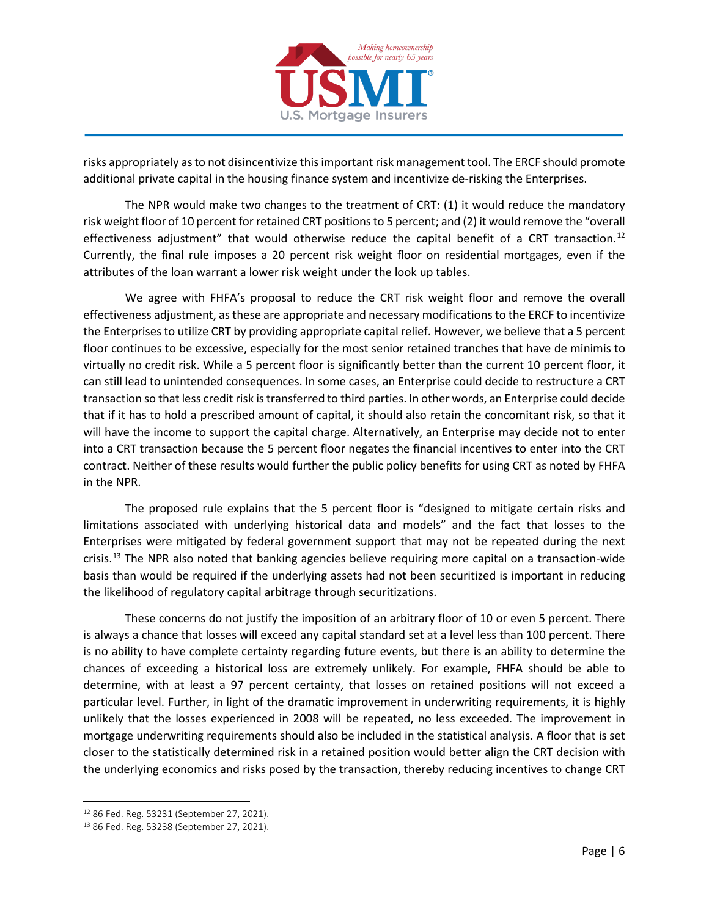risks appropriately as to not disincentivize this important risk management tool. The ERCF should promote additional private capital in the housing finance system and incentivize de-risking the Enterprises.

The NPR would make two changes to the treatment of CRT: (1) it would reduce the mandatory risk weight floor of 10 percent for retained CRT positions to 5 percent; and (2) it would remove the "overall effectiveness adjustment" that would otherwise reduce the capital benefit of a CRT transaction.[12] Currently, the final rule imposes a 20 percent risk weight floor on residential mortgages, even if the attributes of the loan warrant a lower risk weight under the look up tables.

We agree with FHFA's proposal to reduce the CRT risk weight floor and remove the overall effectiveness adjustment, as these are appropriate and necessary modifications to the ERCF to incentivize the Enterprises to utilize CRT by providing appropriate capital relief. However, we believe that a 5 percent floor continues to be excessive, especially for the most senior retained tranches that have de minimis to virtually no credit risk. While a 5 percent floor is significantly better than the current 10 percent floor, it can still lead to unintended consequences. In some cases, an Enterprise could decide to restructure a CRT transaction so that less credit risk is transferred to third parties. In other words, an Enterprise could decide that if it has to hold a prescribed amount of capital, it should also retain the concomitant risk, so that it will have the income to support the capital charge. Alternatively, an Enterprise may decide not to enter into a CRT transaction because the 5 percent floor negates the financial incentives to enter into the CRT contract. Neither of these results would further the public policy benefits for using CRT as noted by FHFA in the NPR.

The proposed rule explains that the 5 percent floor is "designed to mitigate certain risks and limitations associated with underlying historical data and models" and the fact that losses to the Enterprises were mitigated by federal government support that may not be repeated during the next crisis.[13] The NPR also noted that banking agencies believe requiring more capital on a transaction-wide basis than would be required if the underlying assets had not been securitized is important in reducing the likelihood of regulatory capital arbitrage through securitizations.

These concerns do not justify the imposition of an arbitrary floor of 10 or even 5 percent. There is always a chance that losses will exceed any capital standard set at a level less than 100 percent. There is no ability to have complete certainty regarding future events, but there is an ability to determine the chances of exceeding a historical loss are extremely unlikely. For example, FHFA should be able to determine, with at least a 97 percent certainty, that losses on retained positions will not exceed a particular level. Further, in light of the dramatic improvement in underwriting requirements, it is highly unlikely that the losses experienced in 2008 will be repeated, no less exceeded. The improvement in mortgage underwriting requirements should also be included in the statistical analysis. A floor that is set closer to the statistically determined risk in a retained position would better align the CRT decision with the underlying economics and risks posed by the transaction, thereby reducing incentives to change CRT

[12] 86 Fed. Reg. 53231 (September 27, 2021).

[13] 86 Fed. Reg. 53238 (September 27, 2021).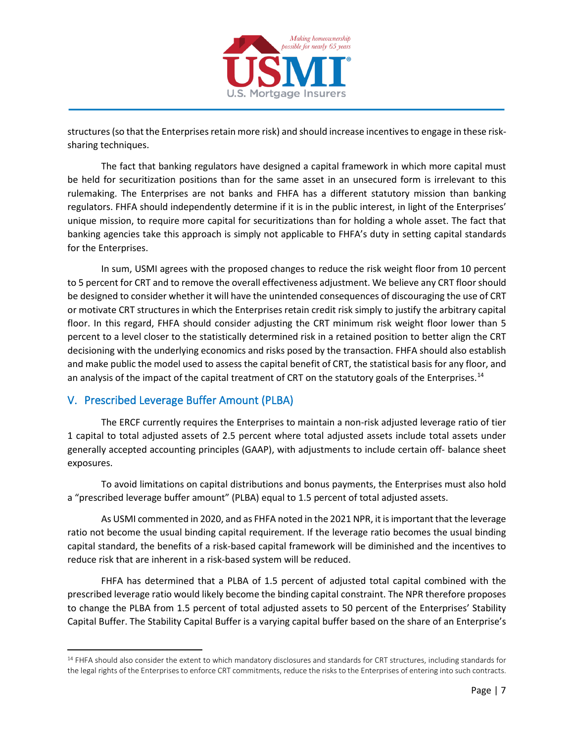structures (so that the Enterprises retain more risk) and should increase incentives to engage in these risk-sharing techniques.

The fact that banking regulators have designed a capital framework in which more capital must be held for securitization positions than for the same asset in an unsecured form is irrelevant to this rulemaking. The Enterprises are not banks and FHFA has a different statutory mission than banking regulators. FHFA should independently determine if it is in the public interest, in light of the Enterprises' unique mission, to require more capital for securitizations than for holding a whole asset. The fact that banking agencies take this approach is simply not applicable to FHFA's duty in setting capital standards for the Enterprises.

In sum, USMI agrees with the proposed changes to reduce the risk weight floor from 10 percent to 5 percent for CRT and to remove the overall effectiveness adjustment. We believe any CRT floor should be designed to consider whether it will have the unintended consequences of discouraging the use of CRT or motivate CRT structures in which the Enterprises retain credit risk simply to justify the arbitrary capital floor. In this regard, FHFA should consider adjusting the CRT minimum risk weight floor lower than 5 percent to a level closer to the statistically determined risk in a retained position to better align the CRT decisioning with the underlying economics and risks posed by the transaction. FHFA should also establish and make public the model used to assess the capital benefit of CRT, the statistical basis for any floor, and an analysis of the impact of the capital treatment of CRT on the statutory goals of the Enterprises.[14]

## V. Prescribed Leverage Buffer Amount (PLBA)

The ERCF currently requires the Enterprises to maintain a non-risk adjusted leverage ratio of tier 1 capital to total adjusted assets of 2.5 percent where total adjusted assets include total assets under generally accepted accounting principles (GAAP), with adjustments to include certain off- balance sheet exposures.

To avoid limitations on capital distributions and bonus payments, the Enterprises must also hold a "prescribed leverage buffer amount" (PLBA) equal to 1.5 percent of total adjusted assets.

As USMI commented in 2020, and as FHFA noted in the 2021 NPR, it is important that the leverage ratio not become the usual binding capital requirement. If the leverage ratio becomes the usual binding capital standard, the benefits of a risk-based capital framework will be diminished and the incentives to reduce risk that are inherent in a risk-based system will be reduced.

FHFA has determined that a PLBA of 1.5 percent of adjusted total capital combined with the prescribed leverage ratio would likely become the binding capital constraint. The NPR therefore proposes to change the PLBA from 1.5 percent of total adjusted assets to 50 percent of the Enterprises' Stability Capital Buffer. The Stability Capital Buffer is a varying capital buffer based on the share of an Enterprise's

---

[14] FHFA should also consider the extent to which mandatory disclosures and standards for CRT structures, including standards for the legal rights of the Enterprises to enforce CRT commitments, reduce the risks to the Enterprises of entering into such contracts.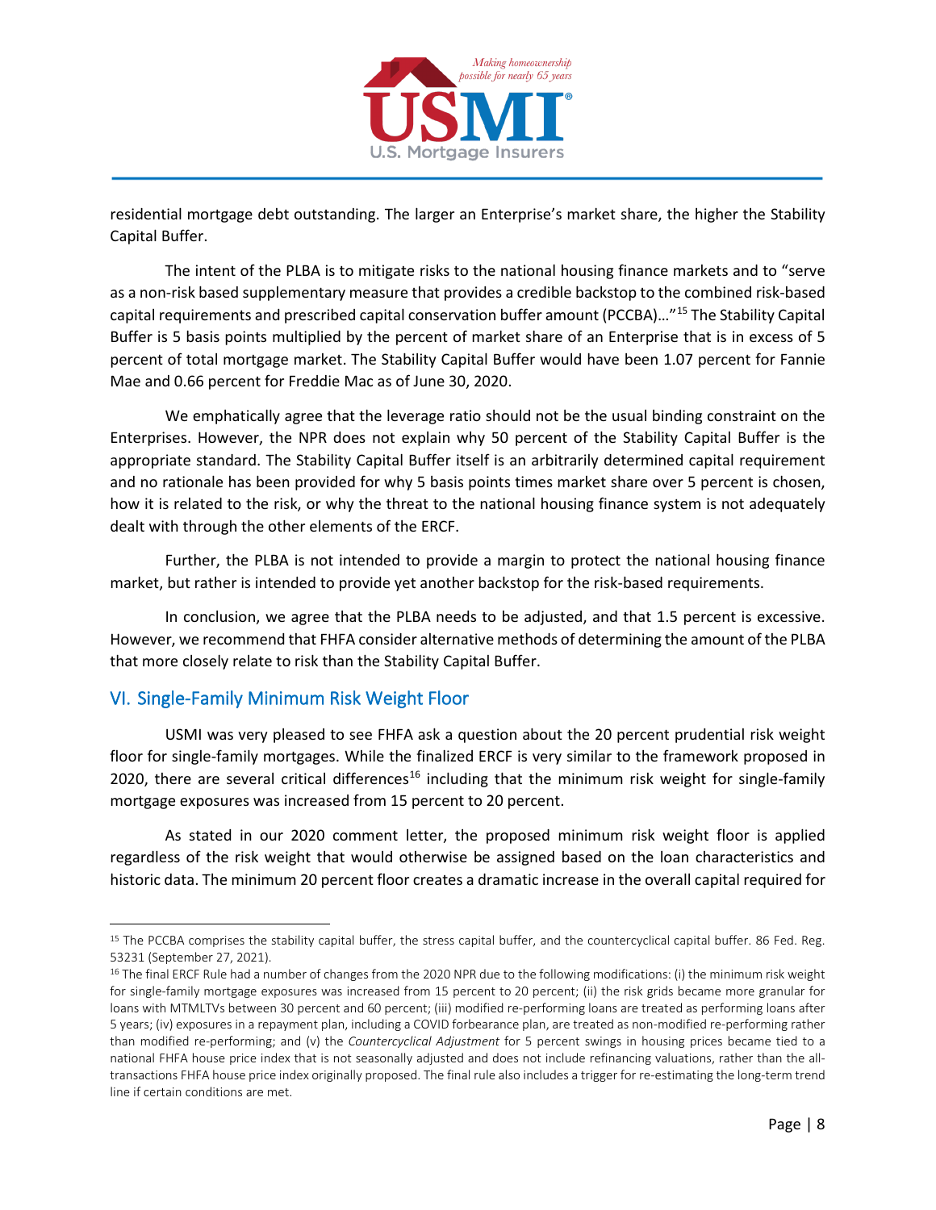residential mortgage debt outstanding. The larger an Enterprise's market share, the higher the Stability Capital Buffer.

The intent of the PLBA is to mitigate risks to the national housing finance markets and to "serve as a non-risk based supplementary measure that provides a credible backstop to the combined risk-based capital requirements and prescribed capital conservation buffer amount (PCCBA)…"[15] The Stability Capital Buffer is 5 basis points multiplied by the percent of market share of an Enterprise that is in excess of 5 percent of total mortgage market. The Stability Capital Buffer would have been 1.07 percent for Fannie Mae and 0.66 percent for Freddie Mac as of June 30, 2020.

We emphatically agree that the leverage ratio should not be the usual binding constraint on the Enterprises. However, the NPR does not explain why 50 percent of the Stability Capital Buffer is the appropriate standard. The Stability Capital Buffer itself is an arbitrarily determined capital requirement and no rationale has been provided for why 5 basis points times market share over 5 percent is chosen, how it is related to the risk, or why the threat to the national housing finance system is not adequately dealt with through the other elements of the ERCF.

Further, the PLBA is not intended to provide a margin to protect the national housing finance market, but rather is intended to provide yet another backstop for the risk-based requirements.

In conclusion, we agree that the PLBA needs to be adjusted, and that 1.5 percent is excessive. However, we recommend that FHFA consider alternative methods of determining the amount of the PLBA that more closely relate to risk than the Stability Capital Buffer.

## VI. Single-Family Minimum Risk Weight Floor

USMI was very pleased to see FHFA ask a question about the 20 percent prudential risk weight floor for single-family mortgages. While the finalized ERCF is very similar to the framework proposed in 2020, there are several critical differences[16] including that the minimum risk weight for single-family mortgage exposures was increased from 15 percent to 20 percent.

As stated in our 2020 comment letter, the proposed minimum risk weight floor is applied regardless of the risk weight that would otherwise be assigned based on the loan characteristics and historic data. The minimum 20 percent floor creates a dramatic increase in the overall capital required for

---

[15] The PCCBA comprises the stability capital buffer, the stress capital buffer, and the countercyclical capital buffer. 86 Fed. Reg. 53231 (September 27, 2021).

[16] The final ERCF Rule had a number of changes from the 2020 NPR due to the following modifications: (i) the minimum risk weight for single-family mortgage exposures was increased from 15 percent to 20 percent; (ii) the risk grids became more granular for loans with MTMLTVs between 30 percent and 60 percent; (iii) modified re-performing loans are treated as performing loans after 5 years; (iv) exposures in a repayment plan, including a COVID forbearance plan, are treated as non-modified re-performing rather than modified re-performing; and (v) the *Countercyclical Adjustment* for 5 percent swings in housing prices became tied to a national FHFA house price index that is not seasonally adjusted and does not include refinancing valuations, rather than the all-transactions FHFA house price index originally proposed. The final rule also includes a trigger for re-estimating the long-term trend line if certain conditions are met.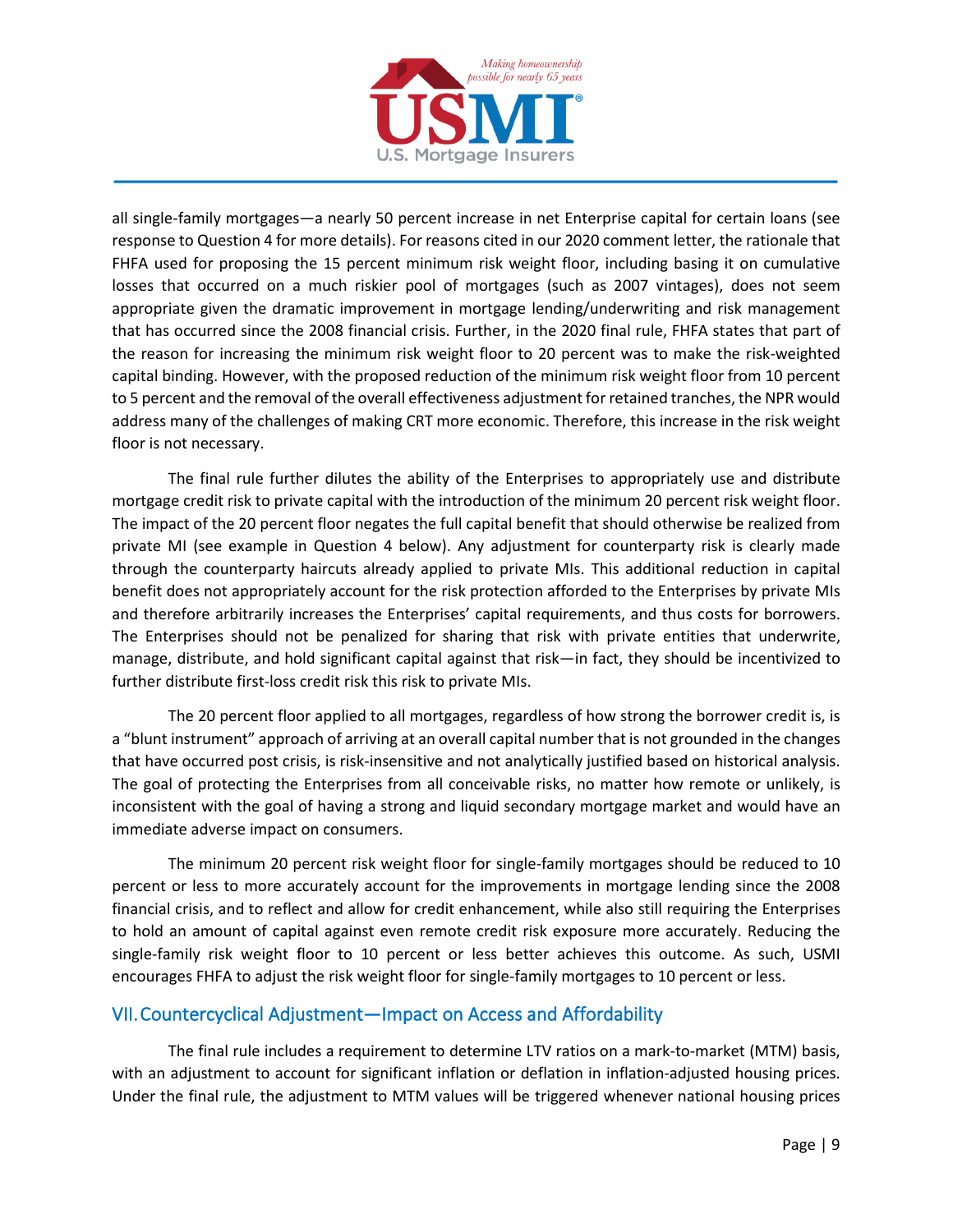all single-family mortgages—a nearly 50 percent increase in net Enterprise capital for certain loans (see response to Question 4 for more details). For reasons cited in our 2020 comment letter, the rationale that FHFA used for proposing the 15 percent minimum risk weight floor, including basing it on cumulative losses that occurred on a much riskier pool of mortgages (such as 2007 vintages), does not seem appropriate given the dramatic improvement in mortgage lending/underwriting and risk management that has occurred since the 2008 financial crisis. Further, in the 2020 final rule, FHFA states that part of the reason for increasing the minimum risk weight floor to 20 percent was to make the risk-weighted capital binding. However, with the proposed reduction of the minimum risk weight floor from 10 percent to 5 percent and the removal of the overall effectiveness adjustment for retained tranches, the NPR would address many of the challenges of making CRT more economic. Therefore, this increase in the risk weight floor is not necessary.

The final rule further dilutes the ability of the Enterprises to appropriately use and distribute mortgage credit risk to private capital with the introduction of the minimum 20 percent risk weight floor. The impact of the 20 percent floor negates the full capital benefit that should otherwise be realized from private MI (see example in Question 4 below). Any adjustment for counterparty risk is clearly made through the counterparty haircuts already applied to private MIs. This additional reduction in capital benefit does not appropriately account for the risk protection afforded to the Enterprises by private MIs and therefore arbitrarily increases the Enterprises' capital requirements, and thus costs for borrowers. The Enterprises should not be penalized for sharing that risk with private entities that underwrite, manage, distribute, and hold significant capital against that risk—in fact, they should be incentivized to further distribute first-loss credit risk this risk to private MIs.

The 20 percent floor applied to all mortgages, regardless of how strong the borrower credit is, is a "blunt instrument" approach of arriving at an overall capital number that is not grounded in the changes that have occurred post crisis, is risk-insensitive and not analytically justified based on historical analysis. The goal of protecting the Enterprises from all conceivable risks, no matter how remote or unlikely, is inconsistent with the goal of having a strong and liquid secondary mortgage market and would have an immediate adverse impact on consumers.

The minimum 20 percent risk weight floor for single-family mortgages should be reduced to 10 percent or less to more accurately account for the improvements in mortgage lending since the 2008 financial crisis, and to reflect and allow for credit enhancement, while also still requiring the Enterprises to hold an amount of capital against even remote credit risk exposure more accurately. Reducing the single-family risk weight floor to 10 percent or less better achieves this outcome. As such, USMI encourages FHFA to adjust the risk weight floor for single-family mortgages to 10 percent or less.

## VII. Countercyclical Adjustment—Impact on Access and Affordability

The final rule includes a requirement to determine LTV ratios on a mark-to-market (MTM) basis, with an adjustment to account for significant inflation or deflation in inflation-adjusted housing prices. Under the final rule, the adjustment to MTM values will be triggered whenever national housing prices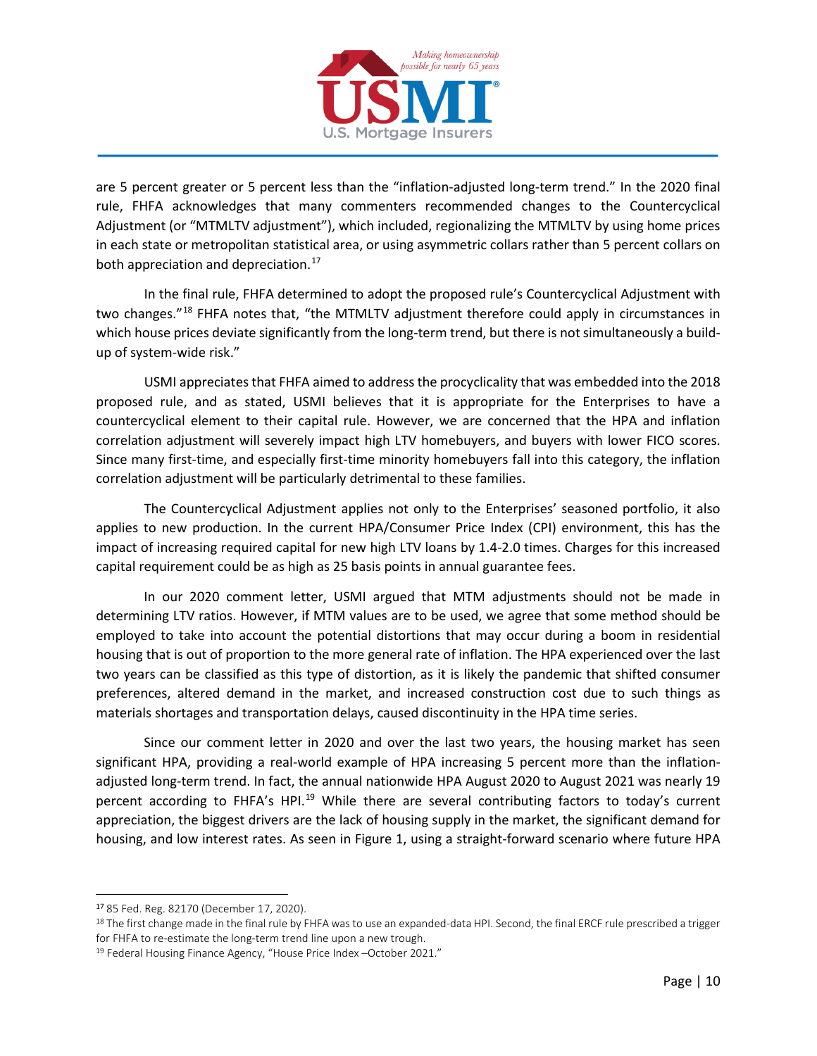are 5 percent greater or 5 percent less than the "inflation-adjusted long-term trend." In the 2020 final rule, FHFA acknowledges that many commenters recommended changes to the Countercyclical Adjustment (or "MTMLTV adjustment"), which included, regionalizing the MTMLTV by using home prices in each state or metropolitan statistical area, or using asymmetric collars rather than 5 percent collars on both appreciation and depreciation.[17]

In the final rule, FHFA determined to adopt the proposed rule's Countercyclical Adjustment with two changes."[18] FHFA notes that, "the MTMLTV adjustment therefore could apply in circumstances in which house prices deviate significantly from the long-term trend, but there is not simultaneously a build-up of system-wide risk."

USMI appreciates that FHFA aimed to address the procyclicality that was embedded into the 2018 proposed rule, and as stated, USMI believes that it is appropriate for the Enterprises to have a countercyclical element to their capital rule. However, we are concerned that the HPA and inflation correlation adjustment will severely impact high LTV homebuyers, and buyers with lower FICO scores. Since many first-time, and especially first-time minority homebuyers fall into this category, the inflation correlation adjustment will be particularly detrimental to these families.

The Countercyclical Adjustment applies not only to the Enterprises' seasoned portfolio, it also applies to new production. In the current HPA/Consumer Price Index (CPI) environment, this has the impact of increasing required capital for new high LTV loans by 1.4-2.0 times. Charges for this increased capital requirement could be as high as 25 basis points in annual guarantee fees.

In our 2020 comment letter, USMI argued that MTM adjustments should not be made in determining LTV ratios. However, if MTM values are to be used, we agree that some method should be employed to take into account the potential distortions that may occur during a boom in residential housing that is out of proportion to the more general rate of inflation. The HPA experienced over the last two years can be classified as this type of distortion, as it is likely the pandemic that shifted consumer preferences, altered demand in the market, and increased construction cost due to such things as materials shortages and transportation delays, caused discontinuity in the HPA time series.

Since our comment letter in 2020 and over the last two years, the housing market has seen significant HPA, providing a real-world example of HPA increasing 5 percent more than the inflation-adjusted long-term trend. In fact, the annual nationwide HPA August 2020 to August 2021 was nearly 19 percent according to FHFA's HPI.[19] While there are several contributing factors to today's current appreciation, the biggest drivers are the lack of housing supply in the market, the significant demand for housing, and low interest rates. As seen in Figure 1, using a straight-forward scenario where future HPA

---

[17] 85 Fed. Reg. 82170 (December 17, 2020).

[18] The first change made in the final rule by FHFA was to use an expanded-data HPI. Second, the final ERCF rule prescribed a trigger for FHFA to re-estimate the long-term trend line upon a new trough.

[19] Federal Housing Finance Agency, "House Price Index –October 2021."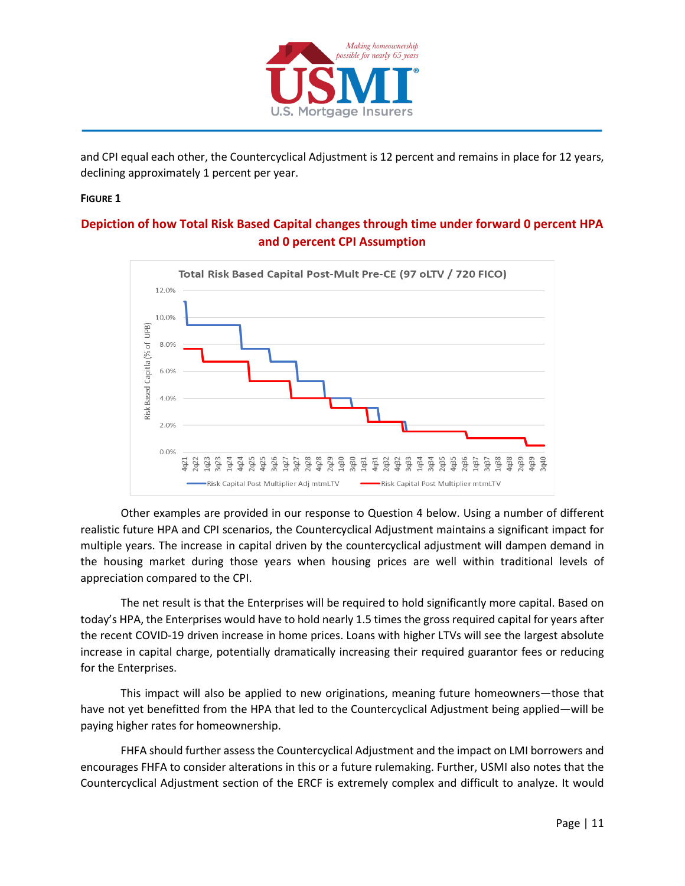and CPI equal each other, the Countercyclical Adjustment is 12 percent and remains in place for 12 years, declining approximately 1 percent per year.

**FIGURE 1**

**Depiction of how Total Risk Based Capital changes through time under forward 0 percent HPA and 0 percent CPI Assumption**

Other examples are provided in our response to Question 4 below. Using a number of different realistic future HPA and CPI scenarios, the Countercyclical Adjustment maintains a significant impact for multiple years. The increase in capital driven by the countercyclical adjustment will dampen demand in the housing market during those years when housing prices are well within traditional levels of appreciation compared to the CPI.

The net result is that the Enterprises will be required to hold significantly more capital. Based on today's HPA, the Enterprises would have to hold nearly 1.5 times the gross required capital for years after the recent COVID-19 driven increase in home prices. Loans with higher LTVs will see the largest absolute increase in capital charge, potentially dramatically increasing their required guarantor fees or reducing for the Enterprises.

This impact will also be applied to new originations, meaning future homeowners—those that have not yet benefitted from the HPA that led to the Countercyclical Adjustment being applied—will be paying higher rates for homeownership.

FHFA should further assess the Countercyclical Adjustment and the impact on LMI borrowers and encourages FHFA to consider alterations in this or a future rulemaking. Further, USMI also notes that the Countercyclical Adjustment section of the ERCF is extremely complex and difficult to analyze. It would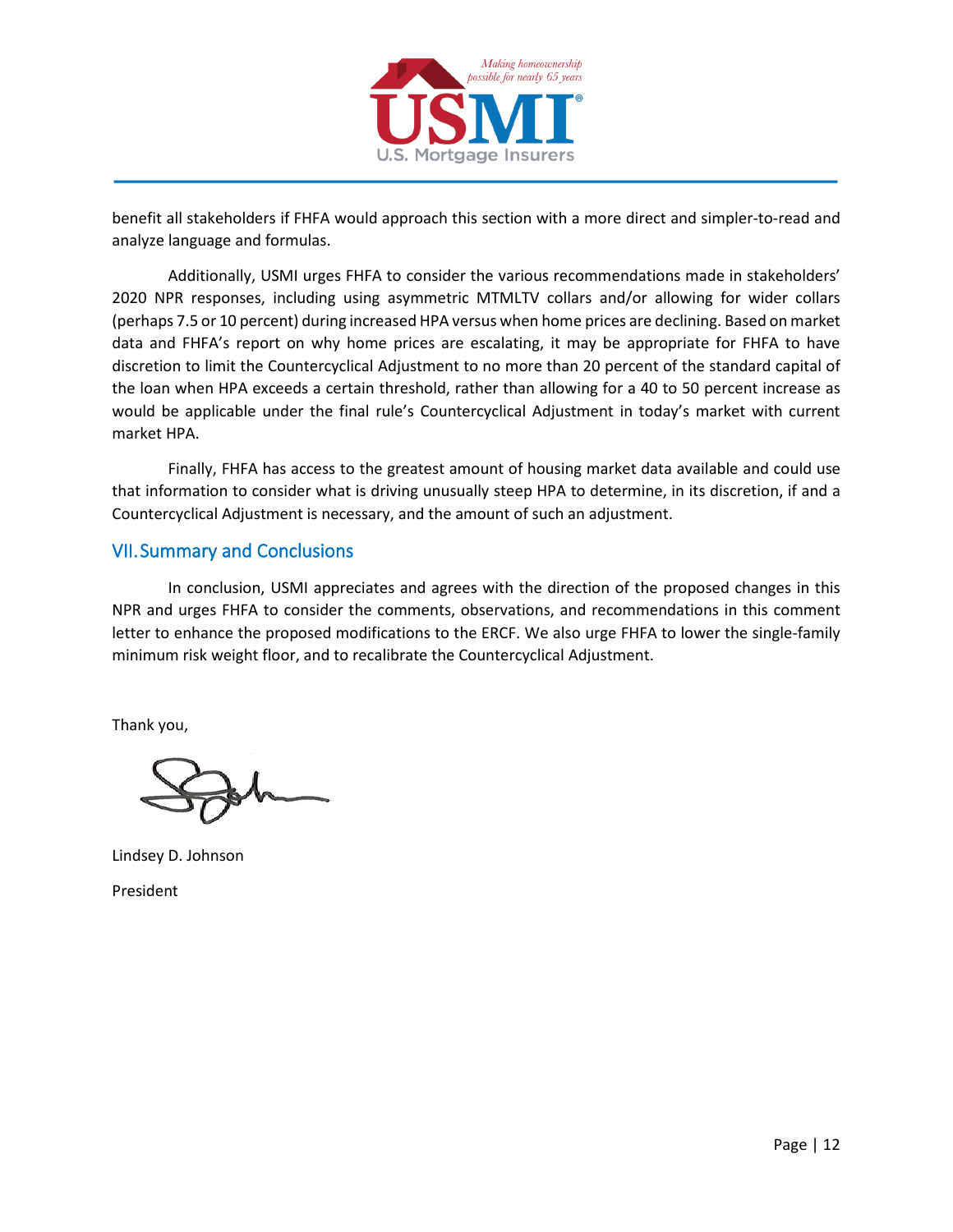benefit all stakeholders if FHFA would approach this section with a more direct and simpler-to-read and analyze language and formulas.

Additionally, USMI urges FHFA to consider the various recommendations made in stakeholders' 2020 NPR responses, including using asymmetric MTMLTV collars and/or allowing for wider collars (perhaps 7.5 or 10 percent) during increased HPA versus when home prices are declining. Based on market data and FHFA's report on why home prices are escalating, it may be appropriate for FHFA to have discretion to limit the Countercyclical Adjustment to no more than 20 percent of the standard capital of the loan when HPA exceeds a certain threshold, rather than allowing for a 40 to 50 percent increase as would be applicable under the final rule's Countercyclical Adjustment in today's market with current market HPA.

Finally, FHFA has access to the greatest amount of housing market data available and could use that information to consider what is driving unusually steep HPA to determine, in its discretion, if and a Countercyclical Adjustment is necessary, and the amount of such an adjustment.

## VII. Summary and Conclusions

In conclusion, USMI appreciates and agrees with the direction of the proposed changes in this NPR and urges FHFA to consider the comments, observations, and recommendations in this comment letter to enhance the proposed modifications to the ERCF. We also urge FHFA to lower the single-family minimum risk weight floor, and to recalibrate the Countercyclical Adjustment.

Thank you,

Lindsey D. Johnson

President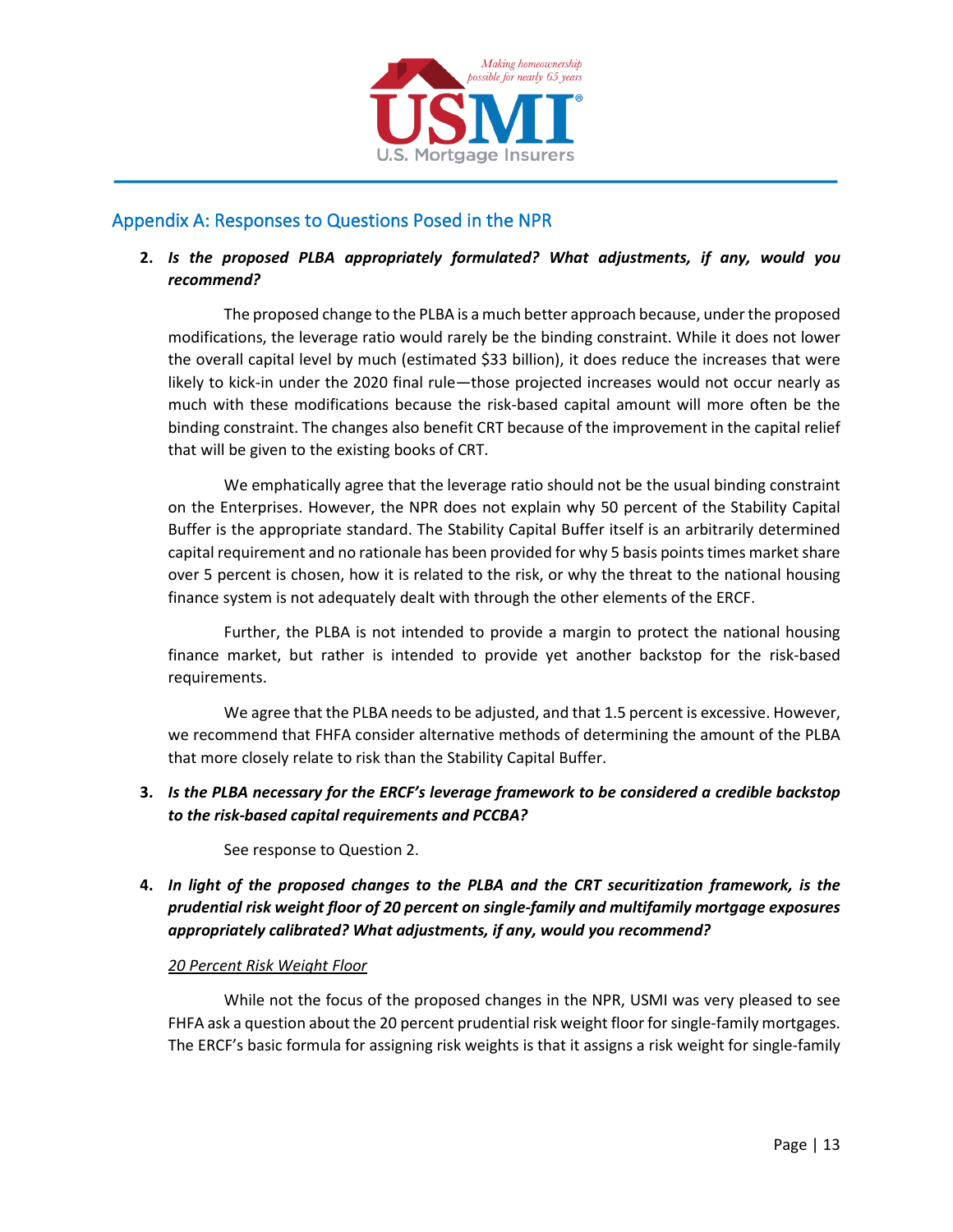## Appendix A: Responses to Questions Posed in the NPR

2. ***Is the proposed PLBA appropriately formulated? What adjustments, if any, would you recommend?***

   The proposed change to the PLBA is a much better approach because, under the proposed modifications, the leverage ratio would rarely be the binding constraint. While it does not lower the overall capital level by much (estimated $33 billion), it does reduce the increases that were likely to kick-in under the 2020 final rule—those projected increases would not occur nearly as much with these modifications because the risk-based capital amount will more often be the binding constraint. The changes also benefit CRT because of the improvement in the capital relief that will be given to the existing books of CRT.

   We emphatically agree that the leverage ratio should not be the usual binding constraint on the Enterprises. However, the NPR does not explain why 50 percent of the Stability Capital Buffer is the appropriate standard. The Stability Capital Buffer itself is an arbitrarily determined capital requirement and no rationale has been provided for why 5 basis points times market share over 5 percent is chosen, how it is related to the risk, or why the threat to the national housing finance system is not adequately dealt with through the other elements of the ERCF.

   Further, the PLBA is not intended to provide a margin to protect the national housing finance market, but rather is intended to provide yet another backstop for the risk-based requirements.

   We agree that the PLBA needs to be adjusted, and that 1.5 percent is excessive. However, we recommend that FHFA consider alternative methods of determining the amount of the PLBA that more closely relate to risk than the Stability Capital Buffer.

3. ***Is the PLBA necessary for the ERCF's leverage framework to be considered a credible backstop to the risk-based capital requirements and PCCBA?***

   See response to Question 2.

4. ***In light of the proposed changes to the PLBA and the CRT securitization framework, is the prudential risk weight floor of 20 percent on single-family and multifamily mortgage exposures appropriately calibrated? What adjustments, if any, would you recommend?***

   <u>*20 Percent Risk Weight Floor*</u>

   While not the focus of the proposed changes in the NPR, USMI was very pleased to see FHFA ask a question about the 20 percent prudential risk weight floor for single-family mortgages. The ERCF's basic formula for assigning risk weights is that it assigns a risk weight for single-family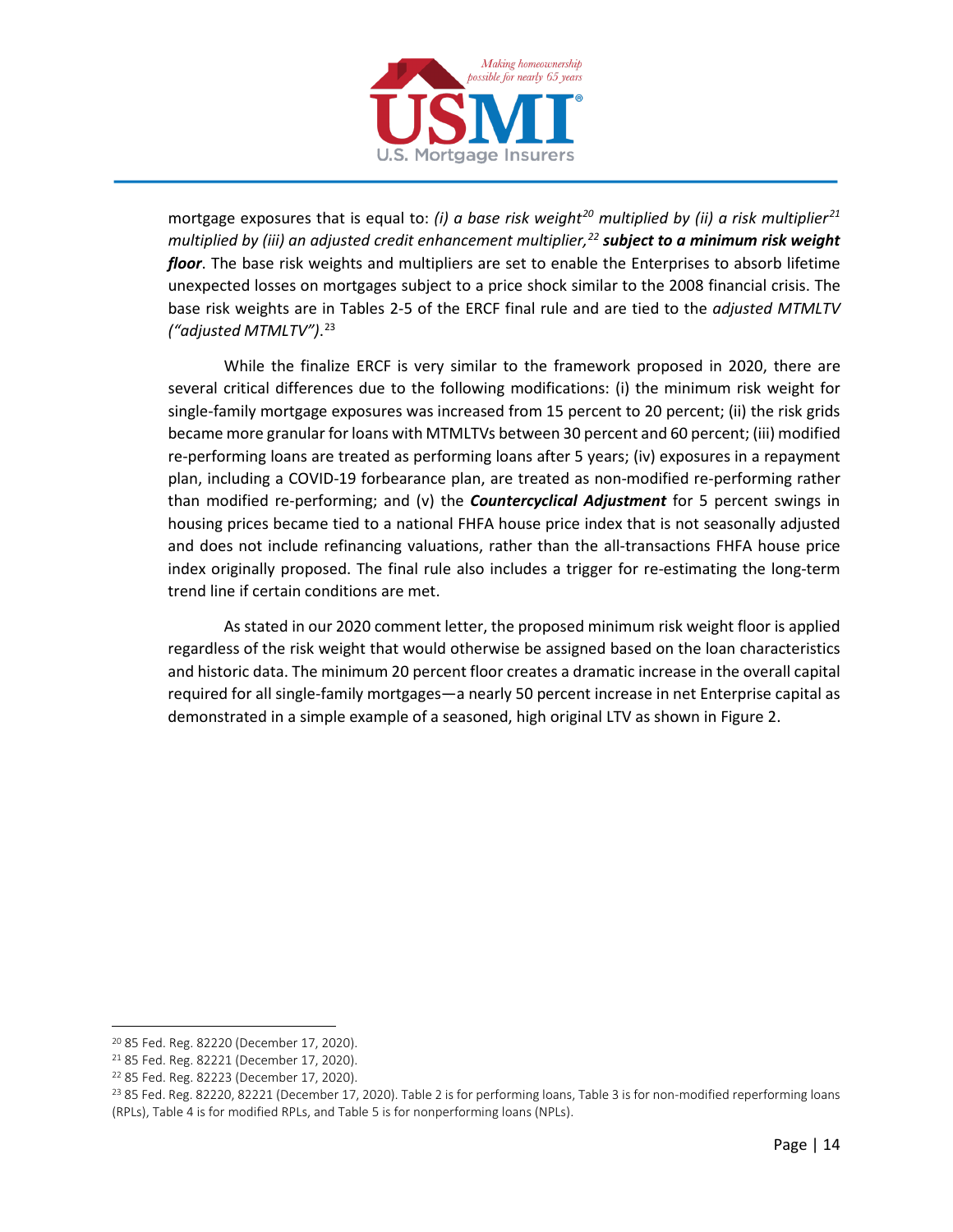mortgage exposures that is equal to: *(i) a base risk weight*[20] *multiplied by (ii) a risk multiplier*[21] *multiplied by (iii) an adjusted credit enhancement multiplier,*[22] ***subject to a minimum risk weight floor***. The base risk weights and multipliers are set to enable the Enterprises to absorb lifetime unexpected losses on mortgages subject to a price shock similar to the 2008 financial crisis. The base risk weights are in Tables 2-5 of the ERCF final rule and are tied to the *adjusted MTMLTV ("adjusted MTMLTV")*.[23]

While the finalize ERCF is very similar to the framework proposed in 2020, there are several critical differences due to the following modifications: (i) the minimum risk weight for single-family mortgage exposures was increased from 15 percent to 20 percent; (ii) the risk grids became more granular for loans with MTMLTVs between 30 percent and 60 percent; (iii) modified re-performing loans are treated as performing loans after 5 years; (iv) exposures in a repayment plan, including a COVID-19 forbearance plan, are treated as non-modified re-performing rather than modified re-performing; and (v) the ***Countercyclical Adjustment*** for 5 percent swings in housing prices became tied to a national FHFA house price index that is not seasonally adjusted and does not include refinancing valuations, rather than the all-transactions FHFA house price index originally proposed. The final rule also includes a trigger for re-estimating the long-term trend line if certain conditions are met.

As stated in our 2020 comment letter, the proposed minimum risk weight floor is applied regardless of the risk weight that would otherwise be assigned based on the loan characteristics and historic data. The minimum 20 percent floor creates a dramatic increase in the overall capital required for all single-family mortgages—a nearly 50 percent increase in net Enterprise capital as demonstrated in a simple example of a seasoned, high original LTV as shown in Figure 2.

---

[20] 85 Fed. Reg. 82220 (December 17, 2020).

[21] 85 Fed. Reg. 82221 (December 17, 2020).

[22] 85 Fed. Reg. 82223 (December 17, 2020).

[23] 85 Fed. Reg. 82220, 82221 (December 17, 2020). Table 2 is for performing loans, Table 3 is for non-modified reperforming loans (RPLs), Table 4 is for modified RPLs, and Table 5 is for nonperforming loans (NPLs).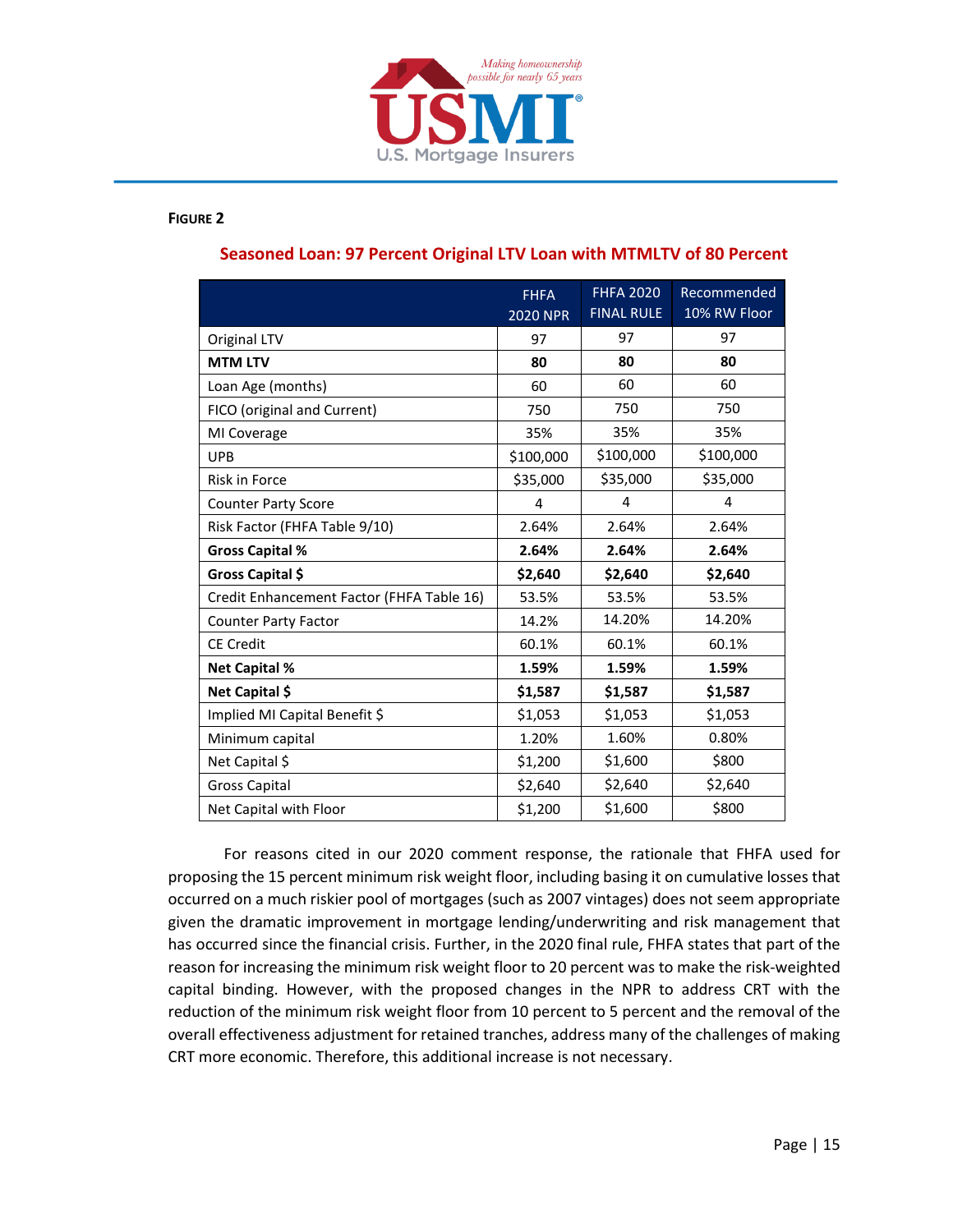**FIGURE 2**

**Seasoned Loan: 97 Percent Original LTV Loan with MTMLTV of 80 Percent**

| | FHFA 2020 NPR | FHFA 2020 FINAL RULE | Recommended 10% RW Floor |
|---|---|---|---|
| Original LTV | 97 | 97 | 97 |
| **MTM LTV** | **80** | **80** | **80** |
| Loan Age (months) | 60 | 60 | 60 |
| FICO (original and Current) | 750 | 750 | 750 |
| MI Coverage | 35% | 35% | 35% |
| UPB | $100,000 | $100,000 | $100,000 |
| Risk in Force | $35,000 | $35,000 | $35,000 |
| Counter Party Score | 4 | 4 | 4 |
| Risk Factor (FHFA Table 9/10) | 2.64% | 2.64% | 2.64% |
| **Gross Capital %** | **2.64%** | **2.64%** | **2.64%** |
| **Gross Capital $** | **$2,640** | **$2,640** | **$2,640** |
| Credit Enhancement Factor (FHFA Table 16) | 53.5% | 53.5% | 53.5% |
| Counter Party Factor | 14.2% | 14.20% | 14.20% |
| CE Credit | 60.1% | 60.1% | 60.1% |
| **Net Capital %** | **1.59%** | **1.59%** | **1.59%** |
| **Net Capital $** | **$1,587** | **$1,587** | **$1,587** |
| Implied MI Capital Benefit $ | $1,053 | $1,053 | $1,053 |
| Minimum capital | 1.20% | 1.60% | 0.80% |
| Net Capital $ | $1,200 | $1,600 | $800 |
| Gross Capital | $2,640 | $2,640 | $2,640 |
| Net Capital with Floor | $1,200 | $1,600 | $800 |

For reasons cited in our 2020 comment response, the rationale that FHFA used for proposing the 15 percent minimum risk weight floor, including basing it on cumulative losses that occurred on a much riskier pool of mortgages (such as 2007 vintages) does not seem appropriate given the dramatic improvement in mortgage lending/underwriting and risk management that has occurred since the financial crisis. Further, in the 2020 final rule, FHFA states that part of the reason for increasing the minimum risk weight floor to 20 percent was to make the risk-weighted capital binding. However, with the proposed changes in the NPR to address CRT with the reduction of the minimum risk weight floor from 10 percent to 5 percent and the removal of the overall effectiveness adjustment for retained tranches, address many of the challenges of making CRT more economic. Therefore, this additional increase is not necessary.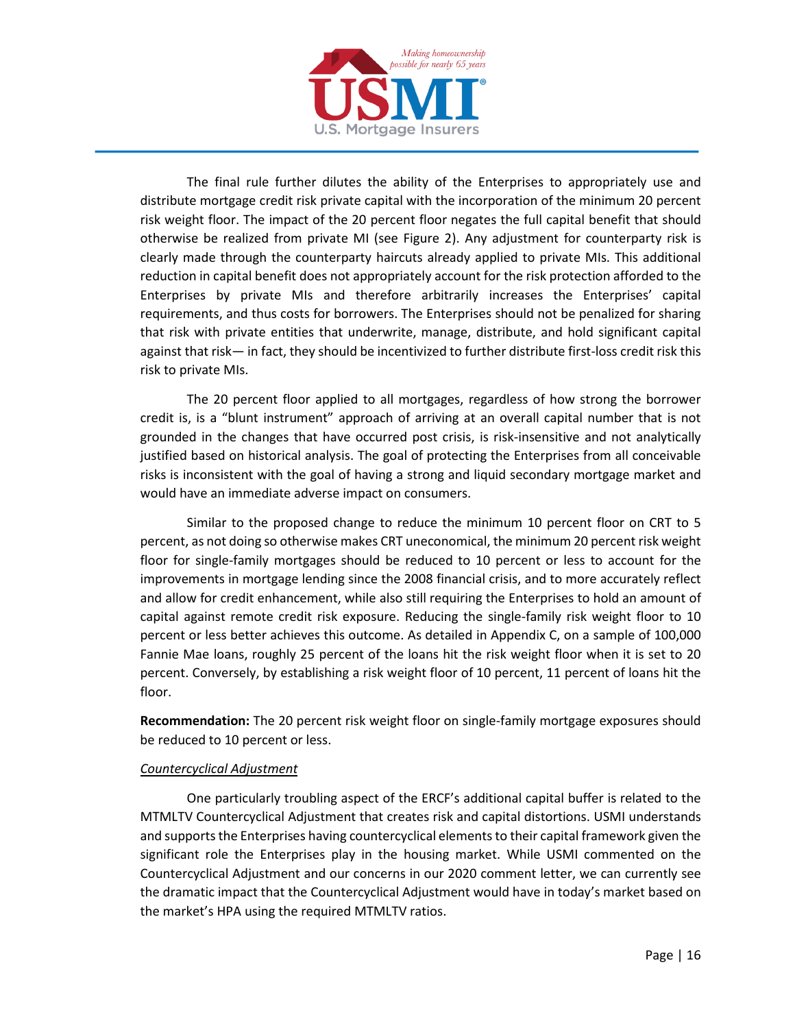The final rule further dilutes the ability of the Enterprises to appropriately use and distribute mortgage credit risk private capital with the incorporation of the minimum 20 percent risk weight floor. The impact of the 20 percent floor negates the full capital benefit that should otherwise be realized from private MI (see Figure 2). Any adjustment for counterparty risk is clearly made through the counterparty haircuts already applied to private MIs. This additional reduction in capital benefit does not appropriately account for the risk protection afforded to the Enterprises by private MIs and therefore arbitrarily increases the Enterprises' capital requirements, and thus costs for borrowers. The Enterprises should not be penalized for sharing that risk with private entities that underwrite, manage, distribute, and hold significant capital against that risk— in fact, they should be incentivized to further distribute first-loss credit risk this risk to private MIs.

The 20 percent floor applied to all mortgages, regardless of how strong the borrower credit is, is a "blunt instrument" approach of arriving at an overall capital number that is not grounded in the changes that have occurred post crisis, is risk-insensitive and not analytically justified based on historical analysis. The goal of protecting the Enterprises from all conceivable risks is inconsistent with the goal of having a strong and liquid secondary mortgage market and would have an immediate adverse impact on consumers.

Similar to the proposed change to reduce the minimum 10 percent floor on CRT to 5 percent, as not doing so otherwise makes CRT uneconomical, the minimum 20 percent risk weight floor for single-family mortgages should be reduced to 10 percent or less to account for the improvements in mortgage lending since the 2008 financial crisis, and to more accurately reflect and allow for credit enhancement, while also still requiring the Enterprises to hold an amount of capital against remote credit risk exposure. Reducing the single-family risk weight floor to 10 percent or less better achieves this outcome. As detailed in Appendix C, on a sample of 100,000 Fannie Mae loans, roughly 25 percent of the loans hit the risk weight floor when it is set to 20 percent. Conversely, by establishing a risk weight floor of 10 percent, 11 percent of loans hit the floor.

**Recommendation:** The 20 percent risk weight floor on single-family mortgage exposures should be reduced to 10 percent or less.

*Countercyclical Adjustment*

One particularly troubling aspect of the ERCF's additional capital buffer is related to the MTMLTV Countercyclical Adjustment that creates risk and capital distortions. USMI understands and supports the Enterprises having countercyclical elements to their capital framework given the significant role the Enterprises play in the housing market. While USMI commented on the Countercyclical Adjustment and our concerns in our 2020 comment letter, we can currently see the dramatic impact that the Countercyclical Adjustment would have in today's market based on the market's HPA using the required MTMLTV ratios.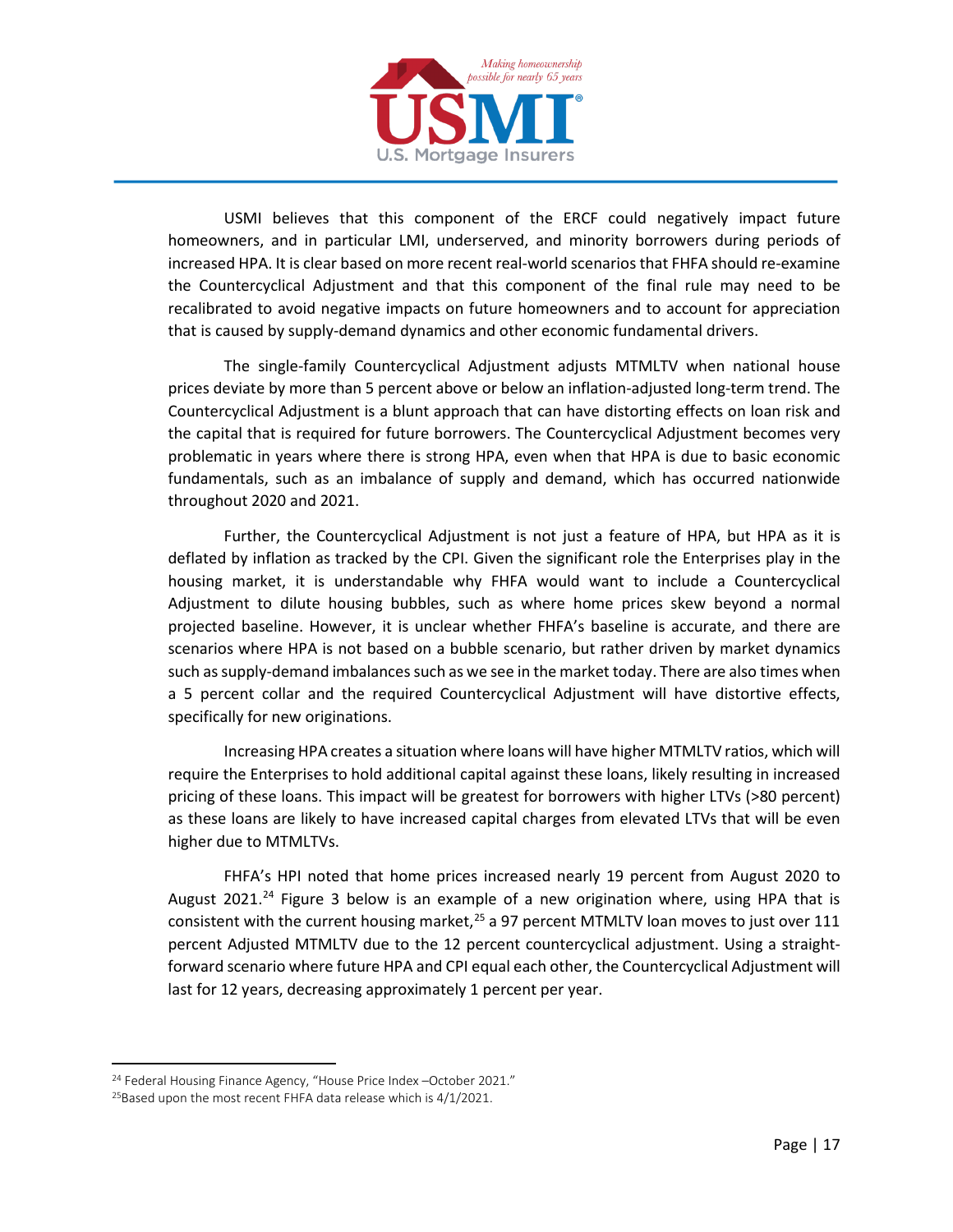USMI believes that this component of the ERCF could negatively impact future homeowners, and in particular LMI, underserved, and minority borrowers during periods of increased HPA. It is clear based on more recent real-world scenarios that FHFA should re-examine the Countercyclical Adjustment and that this component of the final rule may need to be recalibrated to avoid negative impacts on future homeowners and to account for appreciation that is caused by supply-demand dynamics and other economic fundamental drivers.

The single-family Countercyclical Adjustment adjusts MTMLTV when national house prices deviate by more than 5 percent above or below an inflation-adjusted long-term trend. The Countercyclical Adjustment is a blunt approach that can have distorting effects on loan risk and the capital that is required for future borrowers. The Countercyclical Adjustment becomes very problematic in years where there is strong HPA, even when that HPA is due to basic economic fundamentals, such as an imbalance of supply and demand, which has occurred nationwide throughout 2020 and 2021.

Further, the Countercyclical Adjustment is not just a feature of HPA, but HPA as it is deflated by inflation as tracked by the CPI. Given the significant role the Enterprises play in the housing market, it is understandable why FHFA would want to include a Countercyclical Adjustment to dilute housing bubbles, such as where home prices skew beyond a normal projected baseline. However, it is unclear whether FHFA's baseline is accurate, and there are scenarios where HPA is not based on a bubble scenario, but rather driven by market dynamics such as supply-demand imbalances such as we see in the market today. There are also times when a 5 percent collar and the required Countercyclical Adjustment will have distortive effects, specifically for new originations.

Increasing HPA creates a situation where loans will have higher MTMLTV ratios, which will require the Enterprises to hold additional capital against these loans, likely resulting in increased pricing of these loans. This impact will be greatest for borrowers with higher LTVs (>80 percent) as these loans are likely to have increased capital charges from elevated LTVs that will be even higher due to MTMLTVs.

FHFA's HPI noted that home prices increased nearly 19 percent from August 2020 to August 2021.[24] Figure 3 below is an example of a new origination where, using HPA that is consistent with the current housing market,[25] a 97 percent MTMLTV loan moves to just over 111 percent Adjusted MTMLTV due to the 12 percent countercyclical adjustment. Using a straight-forward scenario where future HPA and CPI equal each other, the Countercyclical Adjustment will last for 12 years, decreasing approximately 1 percent per year.

---

[24] Federal Housing Finance Agency, "House Price Index –October 2021."

[25] Based upon the most recent FHFA data release which is 4/1/2021.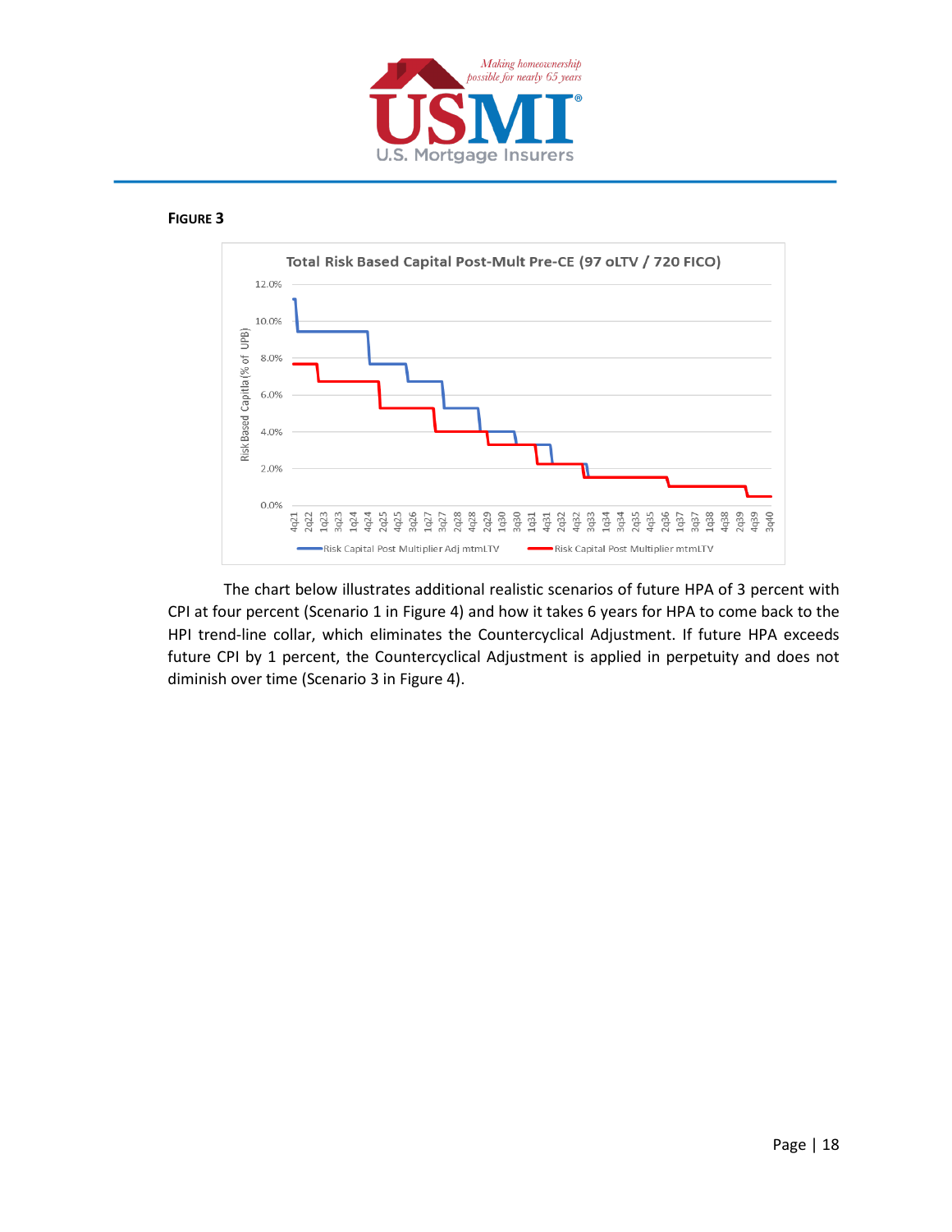**FIGURE 3**

Total Risk Based Capital Post-Mult Pre-CE (97 oLTV / 720 FICO)

The chart below illustrates additional realistic scenarios of future HPA of 3 percent with CPI at four percent (Scenario 1 in Figure 4) and how it takes 6 years for HPA to come back to the HPI trend-line collar, which eliminates the Countercyclical Adjustment. If future HPA exceeds future CPI by 1 percent, the Countercyclical Adjustment is applied in perpetuity and does not diminish over time (Scenario 3 in Figure 4).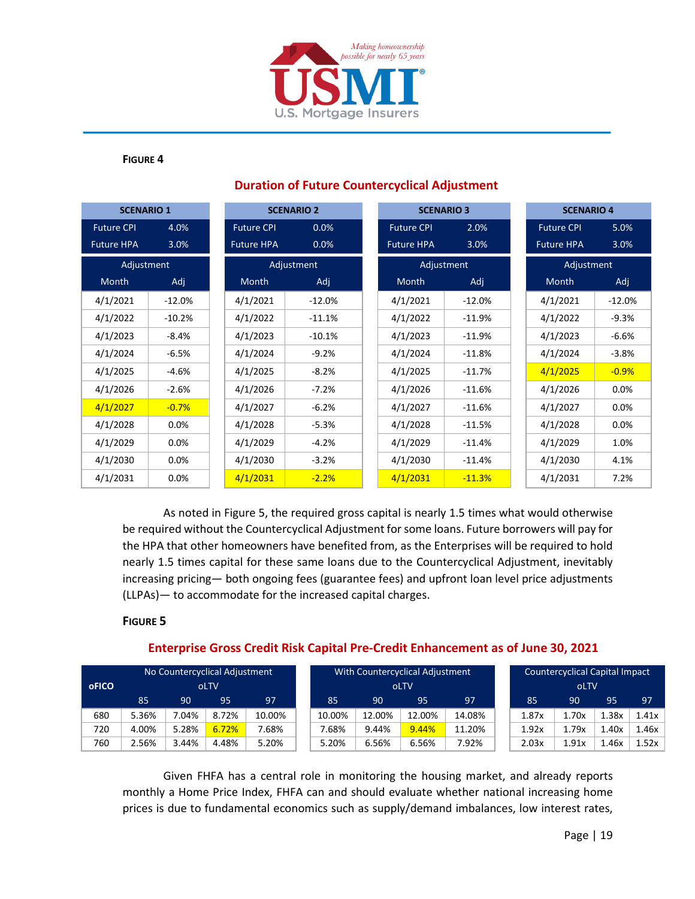**FIGURE 4**

## Duration of Future Countercyclical Adjustment

| SCENARIO 1 | |
|---|---|
| Future CPI | 4.0% |
| Future HPA | 3.0% |
| Adjustment | |
| Month | Adj |
| 4/1/2021 | -12.0% |
| 4/1/2022 | -10.2% |
| 4/1/2023 | -8.4% |
| 4/1/2024 | -6.5% |
| 4/1/2025 | -4.6% |
| 4/1/2026 | -2.6% |
| 4/1/2027 | -0.7% |
| 4/1/2028 | 0.0% |
| 4/1/2029 | 0.0% |
| 4/1/2030 | 0.0% |
| 4/1/2031 | 0.0% |

| SCENARIO 2 | |
|---|---|
| Future CPI | 0.0% |
| Future HPA | 0.0% |
| Adjustment | |
| Month | Adj |
| 4/1/2021 | -12.0% |
| 4/1/2022 | -11.1% |
| 4/1/2023 | -10.1% |
| 4/1/2024 | -9.2% |
| 4/1/2025 | -8.2% |
| 4/1/2026 | -7.2% |
| 4/1/2027 | -6.2% |
| 4/1/2028 | -5.3% |
| 4/1/2029 | -4.2% |
| 4/1/2030 | -3.2% |
| 4/1/2031 | -2.2% |

| SCENARIO 3 | |
|---|---|
| Future CPI | 2.0% |
| Future HPA | 3.0% |
| Adjustment | |
| Month | Adj |
| 4/1/2021 | -12.0% |
| 4/1/2022 | -11.9% |
| 4/1/2023 | -11.9% |
| 4/1/2024 | -11.8% |
| 4/1/2025 | -11.7% |
| 4/1/2026 | -11.6% |
| 4/1/2027 | -11.6% |
| 4/1/2028 | -11.5% |
| 4/1/2029 | -11.4% |
| 4/1/2030 | -11.4% |
| 4/1/2031 | -11.3% |

| SCENARIO 4 | |
|---|---|
| Future CPI | 5.0% |
| Future HPA | 3.0% |
| Adjustment | |
| Month | Adj |
| 4/1/2021 | -12.0% |
| 4/1/2022 | -9.3% |
| 4/1/2023 | -6.6% |
| 4/1/2024 | -3.8% |
| 4/1/2025 | -0.9% |
| 4/1/2026 | 0.0% |
| 4/1/2027 | 0.0% |
| 4/1/2028 | 0.0% |
| 4/1/2029 | 1.0% |
| 4/1/2030 | 4.1% |
| 4/1/2031 | 7.2% |

As noted in Figure 5, the required gross capital is nearly 1.5 times what would otherwise be required without the Countercyclical Adjustment for some loans. Future borrowers will pay for the HPA that other homeowners have benefited from, as the Enterprises will be required to hold nearly 1.5 times capital for these same loans due to the Countercyclical Adjustment, inevitably increasing pricing— both ongoing fees (guarantee fees) and upfront loan level price adjustments (LLPAs)— to accommodate for the increased capital charges.

**FIGURE 5**

## Enterprise Gross Credit Risk Capital Pre-Credit Enhancement as of June 30, 2021

| oFICO | No Countercyclical Adjustment oLTV | | | |
|---|---|---|---|---|
| | 85 | 90 | 95 | 97 |
| 680 | 5.36% | 7.04% | 8.72% | 10.00% |
| 720 | 4.00% | 5.28% | 6.72% | 7.68% |
| 760 | 2.56% | 3.44% | 4.48% | 5.20% |

| With Countercyclical Adjustment oLTV | | | |
|---|---|---|---|
| 85 | 90 | 95 | 97 |
| 10.00% | 12.00% | 12.00% | 14.08% |
| 7.68% | 9.44% | 9.44% | 11.20% |
| 5.20% | 6.56% | 6.56% | 7.92% |

| Countercyclical Capital Impact oLTV | | | |
|---|---|---|---|
| 85 | 90 | 95 | 97 |
| 1.87x | 1.70x | 1.38x | 1.41x |
| 1.92x | 1.79x | 1.40x | 1.46x |
| 2.03x | 1.91x | 1.46x | 1.52x |

Given FHFA has a central role in monitoring the housing market, and already reports monthly a Home Price Index, FHFA can and should evaluate whether national increasing home prices is due to fundamental economics such as supply/demand imbalances, low interest rates,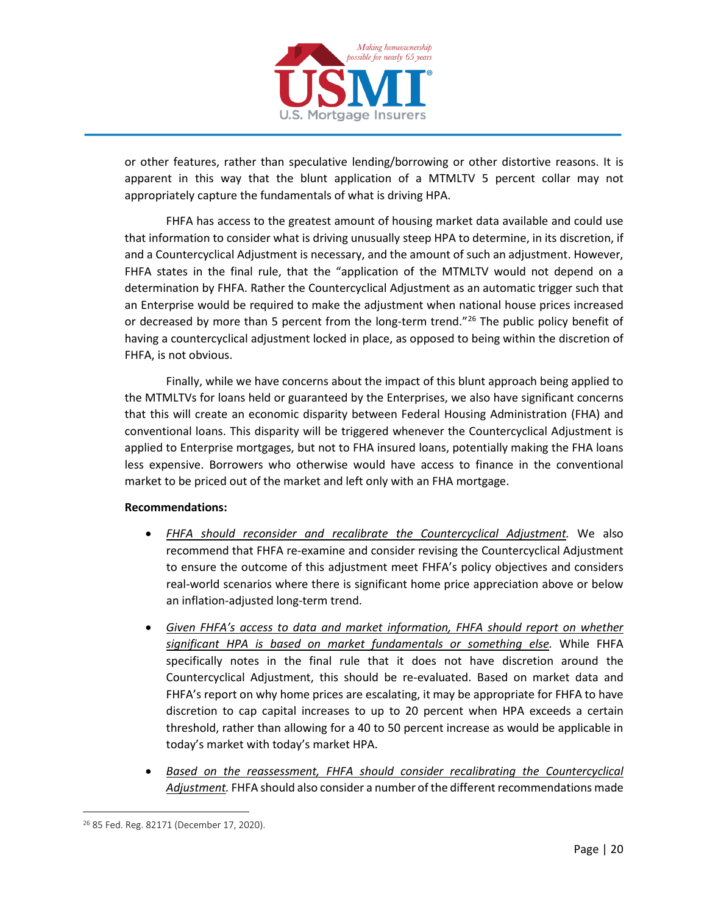or other features, rather than speculative lending/borrowing or other distortive reasons. It is apparent in this way that the blunt application of a MTMLTV 5 percent collar may not appropriately capture the fundamentals of what is driving HPA.

FHFA has access to the greatest amount of housing market data available and could use that information to consider what is driving unusually steep HPA to determine, in its discretion, if and a Countercyclical Adjustment is necessary, and the amount of such an adjustment. However, FHFA states in the final rule, that the "application of the MTMLTV would not depend on a determination by FHFA. Rather the Countercyclical Adjustment as an automatic trigger such that an Enterprise would be required to make the adjustment when national house prices increased or decreased by more than 5 percent from the long-term trend."[26] The public policy benefit of having a countercyclical adjustment locked in place, as opposed to being within the discretion of FHFA, is not obvious.

Finally, while we have concerns about the impact of this blunt approach being applied to the MTMLTVs for loans held or guaranteed by the Enterprises, we also have significant concerns that this will create an economic disparity between Federal Housing Administration (FHA) and conventional loans. This disparity will be triggered whenever the Countercyclical Adjustment is applied to Enterprise mortgages, but not to FHA insured loans, potentially making the FHA loans less expensive. Borrowers who otherwise would have access to finance in the conventional market to be priced out of the market and left only with an FHA mortgage.

**Recommendations:**

- *FHFA should reconsider and recalibrate the Countercyclical Adjustment.* We also recommend that FHFA re-examine and consider revising the Countercyclical Adjustment to ensure the outcome of this adjustment meet FHFA's policy objectives and considers real-world scenarios where there is significant home price appreciation above or below an inflation-adjusted long-term trend.
- *Given FHFA's access to data and market information, FHFA should report on whether significant HPA is based on market fundamentals or something else.* While FHFA specifically notes in the final rule that it does not have discretion around the Countercyclical Adjustment, this should be re-evaluated. Based on market data and FHFA's report on why home prices are escalating, it may be appropriate for FHFA to have discretion to cap capital increases to up to 20 percent when HPA exceeds a certain threshold, rather than allowing for a 40 to 50 percent increase as would be applicable in today's market with today's market HPA.
- *Based on the reassessment, FHFA should consider recalibrating the Countercyclical Adjustment.* FHFA should also consider a number of the different recommendations made

[26] 85 Fed. Reg. 82171 (December 17, 2020).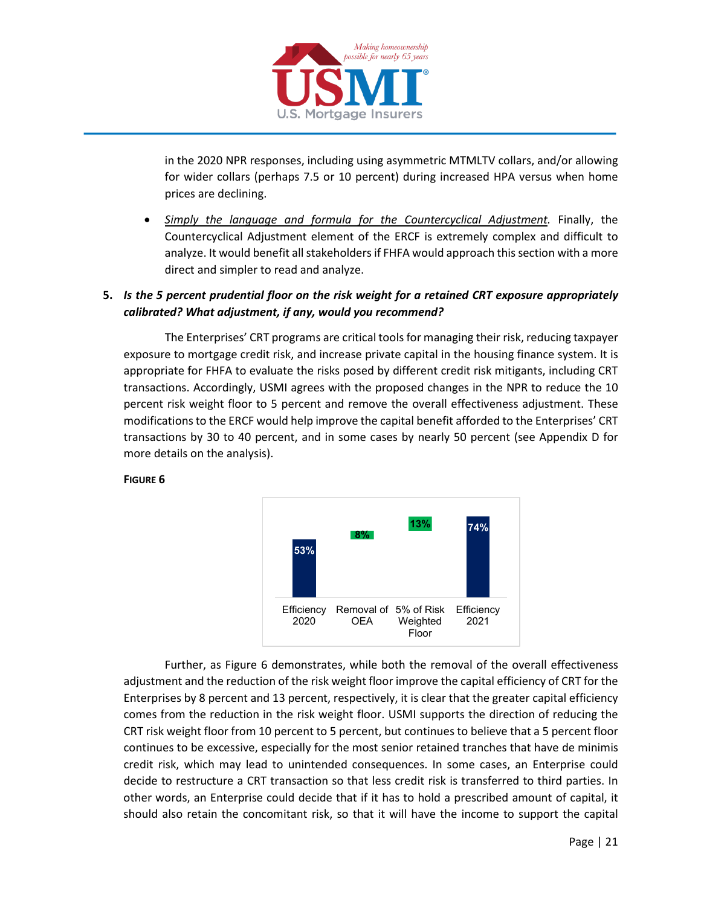in the 2020 NPR responses, including using asymmetric MTMLTV collars, and/or allowing for wider collars (perhaps 7.5 or 10 percent) during increased HPA versus when home prices are declining.

- *Simply the language and formula for the Countercyclical Adjustment*. Finally, the Countercyclical Adjustment element of the ERCF is extremely complex and difficult to analyze. It would benefit all stakeholders if FHFA would approach this section with a more direct and simpler to read and analyze.

**5. *Is the 5 percent prudential floor on the risk weight for a retained CRT exposure appropriately calibrated? What adjustment, if any, would you recommend?***

The Enterprises' CRT programs are critical tools for managing their risk, reducing taxpayer exposure to mortgage credit risk, and increase private capital in the housing finance system. It is appropriate for FHFA to evaluate the risks posed by different credit risk mitigants, including CRT transactions. Accordingly, USMI agrees with the proposed changes in the NPR to reduce the 10 percent risk weight floor to 5 percent and remove the overall effectiveness adjustment. These modifications to the ERCF would help improve the capital benefit afforded to the Enterprises' CRT transactions by 30 to 40 percent, and in some cases by nearly 50 percent (see Appendix D for more details on the analysis).

**FIGURE 6**

| Efficiency 2020 | Removal of OEA | 5% of Risk Weighted Floor | Efficiency 2021 |
|---|---|---|---|
| 53% | 8% | 13% | 74% |

Further, as Figure 6 demonstrates, while both the removal of the overall effectiveness adjustment and the reduction of the risk weight floor improve the capital efficiency of CRT for the Enterprises by 8 percent and 13 percent, respectively, it is clear that the greater capital efficiency comes from the reduction in the risk weight floor. USMI supports the direction of reducing the CRT risk weight floor from 10 percent to 5 percent, but continues to believe that a 5 percent floor continues to be excessive, especially for the most senior retained tranches that have de minimis credit risk, which may lead to unintended consequences. In some cases, an Enterprise could decide to restructure a CRT transaction so that less credit risk is transferred to third parties. In other words, an Enterprise could decide that if it has to hold a prescribed amount of capital, it should also retain the concomitant risk, so that it will have the income to support the capital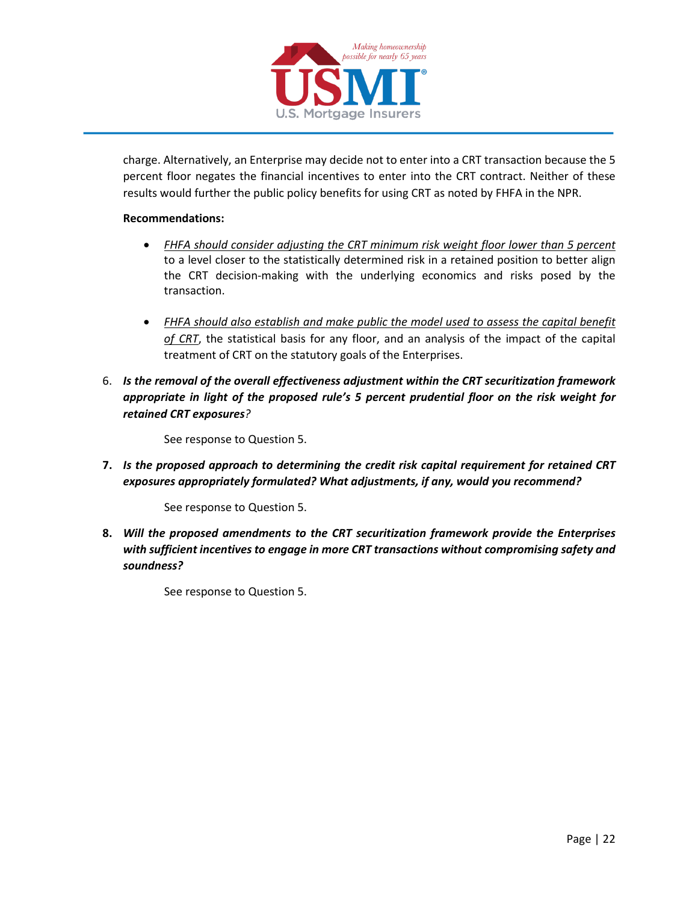charge. Alternatively, an Enterprise may decide not to enter into a CRT transaction because the 5 percent floor negates the financial incentives to enter into the CRT contract. Neither of these results would further the public policy benefits for using CRT as noted by FHFA in the NPR.

**Recommendations:**

- <u>*FHFA should consider adjusting the CRT minimum risk weight floor lower than 5 percent*</u> to a level closer to the statistically determined risk in a retained position to better align the CRT decision-making with the underlying economics and risks posed by the transaction.

- <u>*FHFA should also establish and make public the model used to assess the capital benefit of CRT*</u>, the statistical basis for any floor, and an analysis of the impact of the capital treatment of CRT on the statutory goals of the Enterprises.

6. ***Is the removal of the overall effectiveness adjustment within the CRT securitization framework appropriate in light of the proposed rule's 5 percent prudential floor on the risk weight for retained CRT exposures?***

   See response to Question 5.

7. ***Is the proposed approach to determining the credit risk capital requirement for retained CRT exposures appropriately formulated? What adjustments, if any, would you recommend?***

   See response to Question 5.

8. ***Will the proposed amendments to the CRT securitization framework provide the Enterprises with sufficient incentives to engage in more CRT transactions without compromising safety and soundness?***

   See response to Question 5.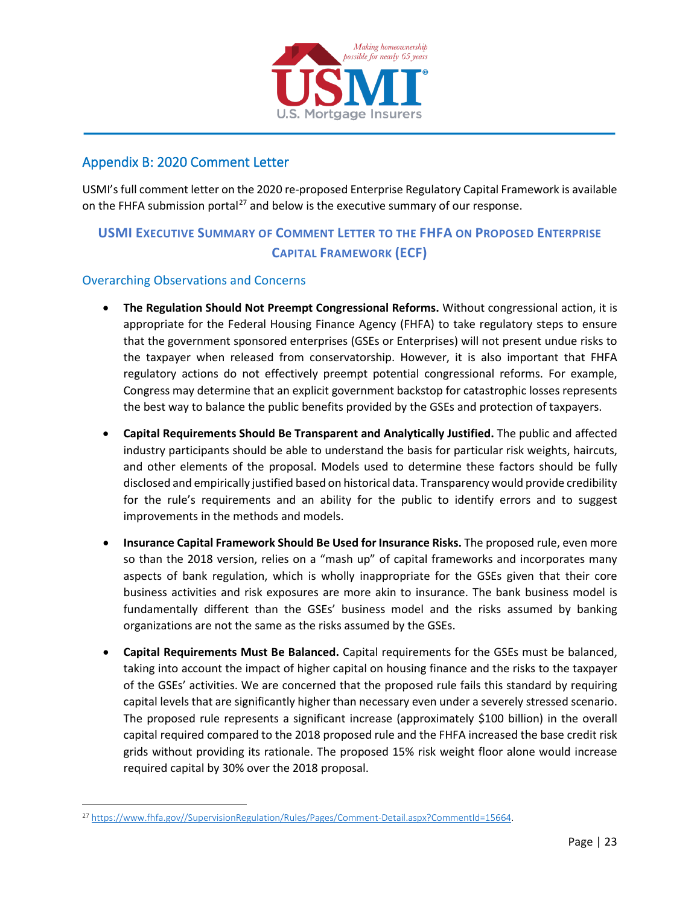## Appendix B: 2020 Comment Letter

USMI's full comment letter on the 2020 re-proposed Enterprise Regulatory Capital Framework is available on the FHFA submission portal[27] and below is the executive summary of our response.

### USMI Executive Summary of Comment Letter to the FHFA on Proposed Enterprise Capital Framework (ECF)

#### Overarching Observations and Concerns

- **The Regulation Should Not Preempt Congressional Reforms.** Without congressional action, it is appropriate for the Federal Housing Finance Agency (FHFA) to take regulatory steps to ensure that the government sponsored enterprises (GSEs or Enterprises) will not present undue risks to the taxpayer when released from conservatorship. However, it is also important that FHFA regulatory actions do not effectively preempt potential congressional reforms. For example, Congress may determine that an explicit government backstop for catastrophic losses represents the best way to balance the public benefits provided by the GSEs and protection of taxpayers.

- **Capital Requirements Should Be Transparent and Analytically Justified.** The public and affected industry participants should be able to understand the basis for particular risk weights, haircuts, and other elements of the proposal. Models used to determine these factors should be fully disclosed and empirically justified based on historical data. Transparency would provide credibility for the rule's requirements and an ability for the public to identify errors and to suggest improvements in the methods and models.

- **Insurance Capital Framework Should Be Used for Insurance Risks.** The proposed rule, even more so than the 2018 version, relies on a "mash up" of capital frameworks and incorporates many aspects of bank regulation, which is wholly inappropriate for the GSEs given that their core business activities and risk exposures are more akin to insurance. The bank business model is fundamentally different than the GSEs' business model and the risks assumed by banking organizations are not the same as the risks assumed by the GSEs.

- **Capital Requirements Must Be Balanced.** Capital requirements for the GSEs must be balanced, taking into account the impact of higher capital on housing finance and the risks to the taxpayer of the GSEs' activities. We are concerned that the proposed rule fails this standard by requiring capital levels that are significantly higher than necessary even under a severely stressed scenario. The proposed rule represents a significant increase (approximately $100 billion) in the overall capital required compared to the 2018 proposed rule and the FHFA increased the base credit risk grids without providing its rationale. The proposed 15% risk weight floor alone would increase required capital by 30% over the 2018 proposal.

---

[27] https://www.fhfa.gov//SupervisionRegulation/Rules/Pages/Comment-Detail.aspx?CommentId=15664.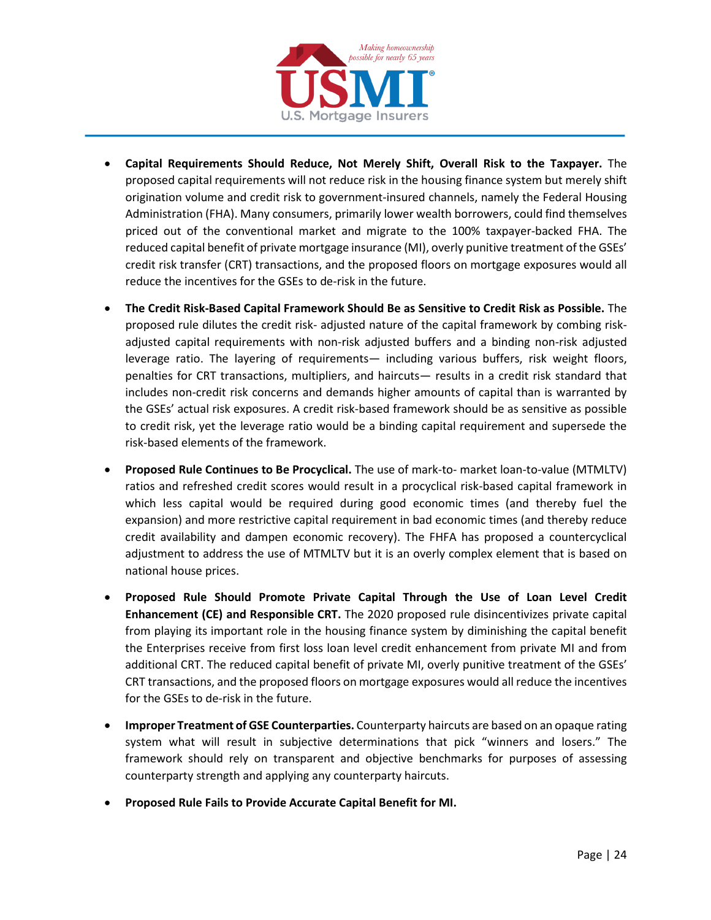- **Capital Requirements Should Reduce, Not Merely Shift, Overall Risk to the Taxpayer.** The proposed capital requirements will not reduce risk in the housing finance system but merely shift origination volume and credit risk to government-insured channels, namely the Federal Housing Administration (FHA). Many consumers, primarily lower wealth borrowers, could find themselves priced out of the conventional market and migrate to the 100% taxpayer-backed FHA. The reduced capital benefit of private mortgage insurance (MI), overly punitive treatment of the GSEs' credit risk transfer (CRT) transactions, and the proposed floors on mortgage exposures would all reduce the incentives for the GSEs to de-risk in the future.

- **The Credit Risk-Based Capital Framework Should Be as Sensitive to Credit Risk as Possible.** The proposed rule dilutes the credit risk- adjusted nature of the capital framework by combing risk-adjusted capital requirements with non-risk adjusted buffers and a binding non-risk adjusted leverage ratio. The layering of requirements— including various buffers, risk weight floors, penalties for CRT transactions, multipliers, and haircuts— results in a credit risk standard that includes non-credit risk concerns and demands higher amounts of capital than is warranted by the GSEs' actual risk exposures. A credit risk-based framework should be as sensitive as possible to credit risk, yet the leverage ratio would be a binding capital requirement and supersede the risk-based elements of the framework.

- **Proposed Rule Continues to Be Procyclical.** The use of mark-to- market loan-to-value (MTMLTV) ratios and refreshed credit scores would result in a procyclical risk-based capital framework in which less capital would be required during good economic times (and thereby fuel the expansion) and more restrictive capital requirement in bad economic times (and thereby reduce credit availability and dampen economic recovery). The FHFA has proposed a countercyclical adjustment to address the use of MTMLTV but it is an overly complex element that is based on national house prices.

- **Proposed Rule Should Promote Private Capital Through the Use of Loan Level Credit Enhancement (CE) and Responsible CRT.** The 2020 proposed rule disincentivizes private capital from playing its important role in the housing finance system by diminishing the capital benefit the Enterprises receive from first loss loan level credit enhancement from private MI and from additional CRT. The reduced capital benefit of private MI, overly punitive treatment of the GSEs' CRT transactions, and the proposed floors on mortgage exposures would all reduce the incentives for the GSEs to de-risk in the future.

- **Improper Treatment of GSE Counterparties.** Counterparty haircuts are based on an opaque rating system what will result in subjective determinations that pick "winners and losers." The framework should rely on transparent and objective benchmarks for purposes of assessing counterparty strength and applying any counterparty haircuts.

- **Proposed Rule Fails to Provide Accurate Capital Benefit for MI.**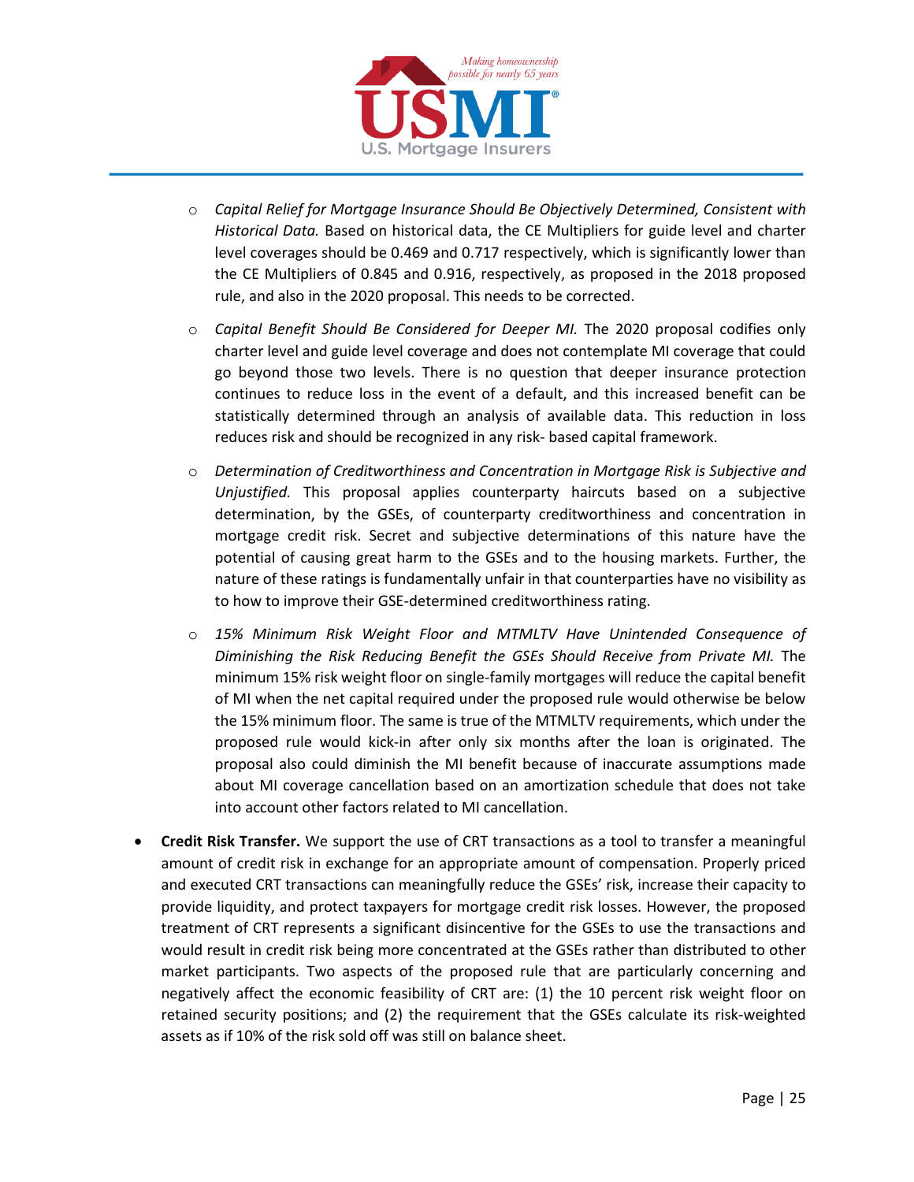- *Capital Relief for Mortgage Insurance Should Be Objectively Determined, Consistent with Historical Data.* Based on historical data, the CE Multipliers for guide level and charter level coverages should be 0.469 and 0.717 respectively, which is significantly lower than the CE Multipliers of 0.845 and 0.916, respectively, as proposed in the 2018 proposed rule, and also in the 2020 proposal. This needs to be corrected.

- *Capital Benefit Should Be Considered for Deeper MI.* The 2020 proposal codifies only charter level and guide level coverage and does not contemplate MI coverage that could go beyond those two levels. There is no question that deeper insurance protection continues to reduce loss in the event of a default, and this increased benefit can be statistically determined through an analysis of available data. This reduction in loss reduces risk and should be recognized in any risk- based capital framework.

- *Determination of Creditworthiness and Concentration in Mortgage Risk is Subjective and Unjustified.* This proposal applies counterparty haircuts based on a subjective determination, by the GSEs, of counterparty creditworthiness and concentration in mortgage credit risk. Secret and subjective determinations of this nature have the potential of causing great harm to the GSEs and to the housing markets. Further, the nature of these ratings is fundamentally unfair in that counterparties have no visibility as to how to improve their GSE-determined creditworthiness rating.

- *15% Minimum Risk Weight Floor and MTMLTV Have Unintended Consequence of Diminishing the Risk Reducing Benefit the GSEs Should Receive from Private MI.* The minimum 15% risk weight floor on single-family mortgages will reduce the capital benefit of MI when the net capital required under the proposed rule would otherwise be below the 15% minimum floor. The same is true of the MTMLTV requirements, which under the proposed rule would kick-in after only six months after the loan is originated. The proposal also could diminish the MI benefit because of inaccurate assumptions made about MI coverage cancellation based on an amortization schedule that does not take into account other factors related to MI cancellation.

- **Credit Risk Transfer.** We support the use of CRT transactions as a tool to transfer a meaningful amount of credit risk in exchange for an appropriate amount of compensation. Properly priced and executed CRT transactions can meaningfully reduce the GSEs' risk, increase their capacity to provide liquidity, and protect taxpayers for mortgage credit risk losses. However, the proposed treatment of CRT represents a significant disincentive for the GSEs to use the transactions and would result in credit risk being more concentrated at the GSEs rather than distributed to other market participants. Two aspects of the proposed rule that are particularly concerning and negatively affect the economic feasibility of CRT are: (1) the 10 percent risk weight floor on retained security positions; and (2) the requirement that the GSEs calculate its risk-weighted assets as if 10% of the risk sold off was still on balance sheet.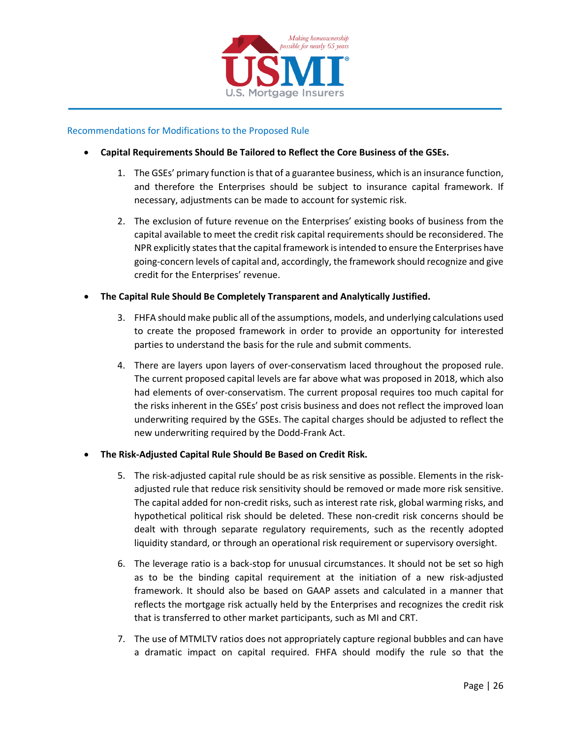## Recommendations for Modifications to the Proposed Rule

- **Capital Requirements Should Be Tailored to Reflect the Core Business of the GSEs.**

1. The GSEs' primary function is that of a guarantee business, which is an insurance function, and therefore the Enterprises should be subject to insurance capital framework. If necessary, adjustments can be made to account for systemic risk.

2. The exclusion of future revenue on the Enterprises' existing books of business from the capital available to meet the credit risk capital requirements should be reconsidered. The NPR explicitly states that the capital framework is intended to ensure the Enterprises have going-concern levels of capital and, accordingly, the framework should recognize and give credit for the Enterprises' revenue.

- **The Capital Rule Should Be Completely Transparent and Analytically Justified.**

3. FHFA should make public all of the assumptions, models, and underlying calculations used to create the proposed framework in order to provide an opportunity for interested parties to understand the basis for the rule and submit comments.

4. There are layers upon layers of over-conservatism laced throughout the proposed rule. The current proposed capital levels are far above what was proposed in 2018, which also had elements of over-conservatism. The current proposal requires too much capital for the risks inherent in the GSEs' post crisis business and does not reflect the improved loan underwriting required by the GSEs. The capital charges should be adjusted to reflect the new underwriting required by the Dodd-Frank Act.

- **The Risk-Adjusted Capital Rule Should Be Based on Credit Risk.**

5. The risk-adjusted capital rule should be as risk sensitive as possible. Elements in the risk-adjusted rule that reduce risk sensitivity should be removed or made more risk sensitive. The capital added for non-credit risks, such as interest rate risk, global warming risks, and hypothetical political risk should be deleted. These non-credit risk concerns should be dealt with through separate regulatory requirements, such as the recently adopted liquidity standard, or through an operational risk requirement or supervisory oversight.

6. The leverage ratio is a back-stop for unusual circumstances. It should not be set so high as to be the binding capital requirement at the initiation of a new risk-adjusted framework. It should also be based on GAAP assets and calculated in a manner that reflects the mortgage risk actually held by the Enterprises and recognizes the credit risk that is transferred to other market participants, such as MI and CRT.

7. The use of MTMLTV ratios does not appropriately capture regional bubbles and can have a dramatic impact on capital required. FHFA should modify the rule so that the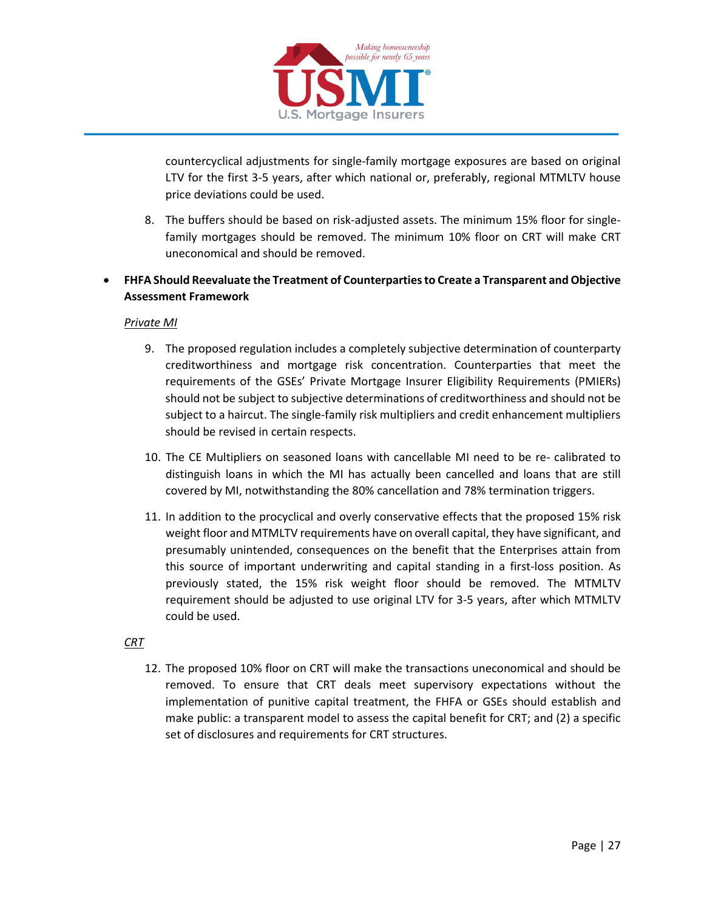countercyclical adjustments for single-family mortgage exposures are based on original LTV for the first 3-5 years, after which national or, preferably, regional MTMLTV house price deviations could be used.

8. The buffers should be based on risk-adjusted assets. The minimum 15% floor for single-family mortgages should be removed. The minimum 10% floor on CRT will make CRT uneconomical and should be removed.

- **FHFA Should Reevaluate the Treatment of Counterparties to Create a Transparent and Objective Assessment Framework**

  *Private MI*

9. The proposed regulation includes a completely subjective determination of counterparty creditworthiness and mortgage risk concentration. Counterparties that meet the requirements of the GSEs' Private Mortgage Insurer Eligibility Requirements (PMIERs) should not be subject to subjective determinations of creditworthiness and should not be subject to a haircut. The single-family risk multipliers and credit enhancement multipliers should be revised in certain respects.

10. The CE Multipliers on seasoned loans with cancellable MI need to be re- calibrated to distinguish loans in which the MI has actually been cancelled and loans that are still covered by MI, notwithstanding the 80% cancellation and 78% termination triggers.

11. In addition to the procyclical and overly conservative effects that the proposed 15% risk weight floor and MTMLTV requirements have on overall capital, they have significant, and presumably unintended, consequences on the benefit that the Enterprises attain from this source of important underwriting and capital standing in a first-loss position. As previously stated, the 15% risk weight floor should be removed. The MTMLTV requirement should be adjusted to use original LTV for 3-5 years, after which MTMLTV could be used.

  *CRT*

12. The proposed 10% floor on CRT will make the transactions uneconomical and should be removed. To ensure that CRT deals meet supervisory expectations without the implementation of punitive capital treatment, the FHFA or GSEs should establish and make public: a transparent model to assess the capital benefit for CRT; and (2) a specific set of disclosures and requirements for CRT structures.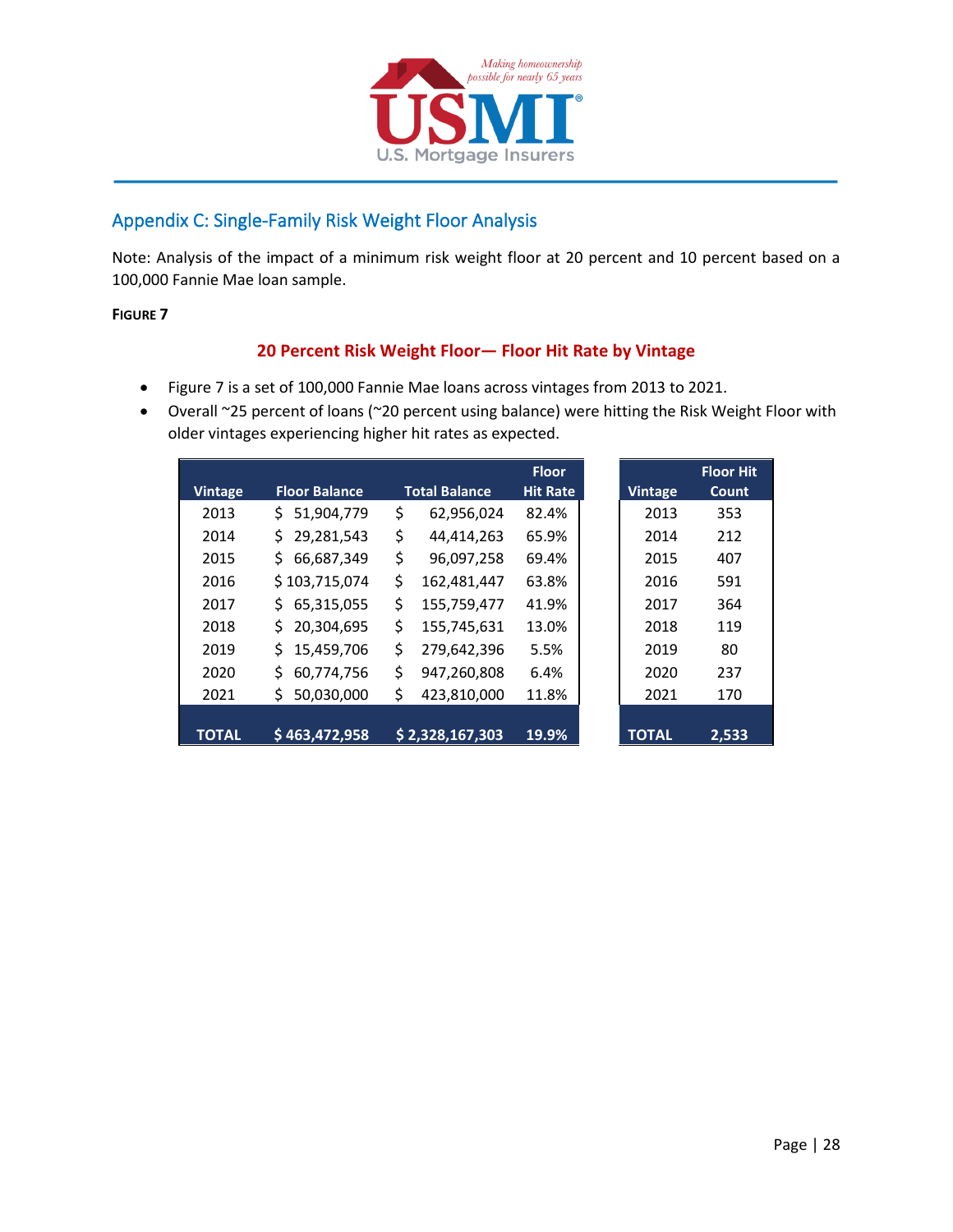## Appendix C: Single-Family Risk Weight Floor Analysis

Note: Analysis of the impact of a minimum risk weight floor at 20 percent and 10 percent based on a 100,000 Fannie Mae loan sample.

**FIGURE 7**

**20 Percent Risk Weight Floor— Floor Hit Rate by Vintage**

- Figure 7 is a set of 100,000 Fannie Mae loans across vintages from 2013 to 2021.
- Overall ~25 percent of loans (~20 percent using balance) were hitting the Risk Weight Floor with older vintages experiencing higher hit rates as expected.

| Vintage | Floor Balance | Total Balance | Floor Hit Rate |
|---|---|---|---|
| 2013 | $ 51,904,779 | $ 62,956,024 | 82.4% |
| 2014 | $ 29,281,543 | $ 44,414,263 | 65.9% |
| 2015 | $ 66,687,349 | $ 96,097,258 | 69.4% |
| 2016 | $ 103,715,074 | $ 162,481,447 | 63.8% |
| 2017 | $ 65,315,055 | $ 155,759,477 | 41.9% |
| 2018 | $ 20,304,695 | $ 155,745,631 | 13.0% |
| 2019 | $ 15,459,706 | $ 279,642,396 | 5.5% |
| 2020 | $ 60,774,756 | $ 947,260,808 | 6.4% |
| 2021 | $ 50,030,000 | $ 423,810,000 | 11.8% |
| **TOTAL** | **$ 463,472,958** | **$ 2,328,167,303** | **19.9%** |

| Vintage | Floor Hit Count |
|---|---|
| 2013 | 353 |
| 2014 | 212 |
| 2015 | 407 |
| 2016 | 591 |
| 2017 | 364 |
| 2018 | 119 |
| 2019 | 80 |
| 2020 | 237 |
| 2021 | 170 |
| **TOTAL** | **2,533** |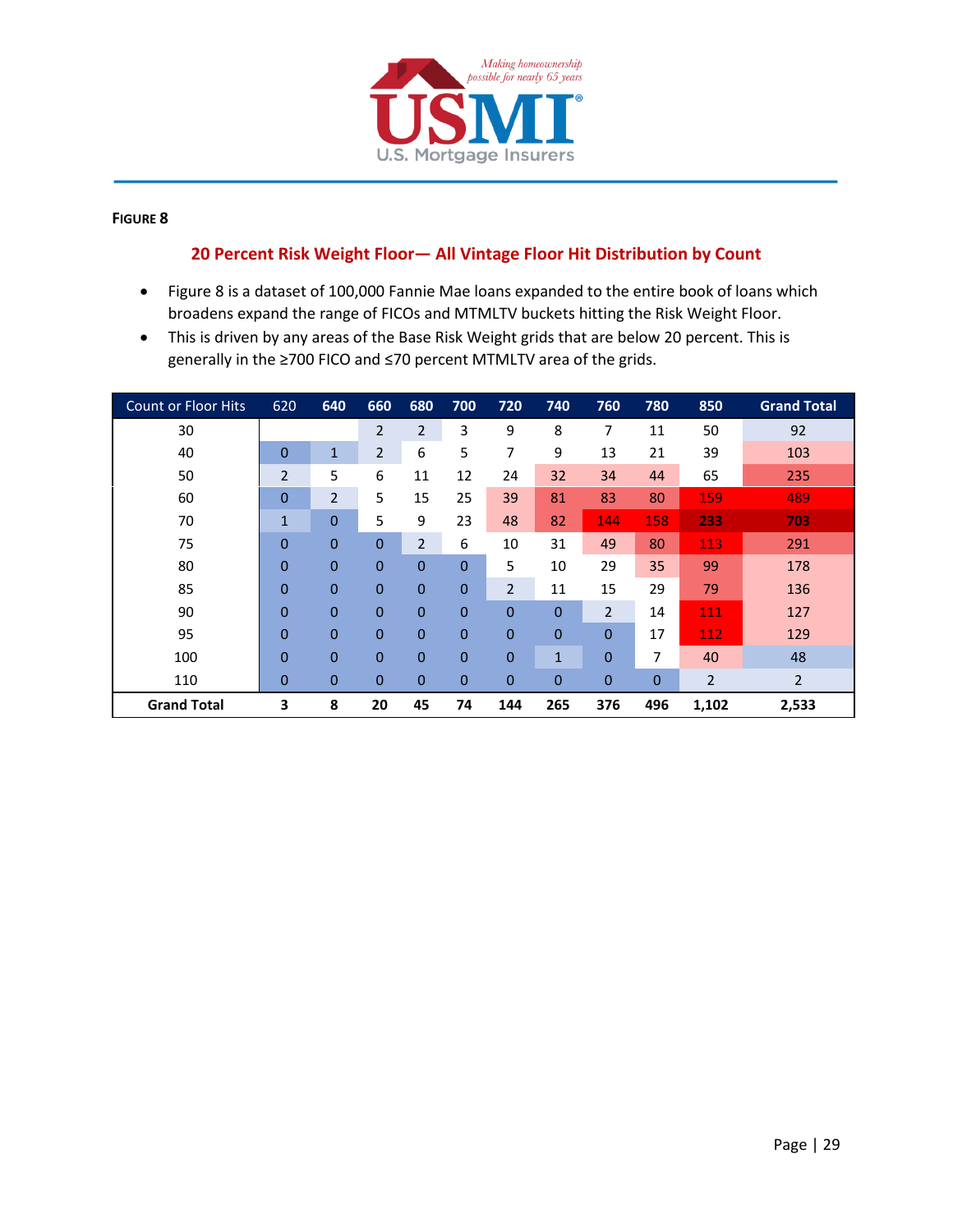**FIGURE 8**

## 20 Percent Risk Weight Floor— All Vintage Floor Hit Distribution by Count

- Figure 8 is a dataset of 100,000 Fannie Mae loans expanded to the entire book of loans which broadens expand the range of FICOs and MTMLTV buckets hitting the Risk Weight Floor.
- This is driven by any areas of the Base Risk Weight grids that are below 20 percent. This is generally in the ≥700 FICO and ≤70 percent MTMLTV area of the grids.

| Count or Floor Hits | 620 | 640 | 660 | 680 | 700 | 720 | 740 | 760 | 780 | 850 | Grand Total |
|---|---|---|---|---|---|---|---|---|---|---|---|
| 30 | | | 2 | 2 | 3 | 9 | 8 | 7 | 11 | 50 | 92 |
| 40 | 0 | 1 | 2 | 6 | 5 | 7 | 9 | 13 | 21 | 39 | 103 |
| 50 | 2 | 5 | 6 | 11 | 12 | 24 | 32 | 34 | 44 | 65 | 235 |
| 60 | 0 | 2 | 5 | 15 | 25 | 39 | 81 | 83 | 80 | 159 | 489 |
| 70 | 1 | 0 | 5 | 9 | 23 | 48 | 82 | 144 | 158 | 233 | 703 |
| 75 | 0 | 0 | 0 | 2 | 6 | 10 | 31 | 49 | 80 | 113 | 291 |
| 80 | 0 | 0 | 0 | 0 | 0 | 5 | 10 | 29 | 35 | 99 | 178 |
| 85 | 0 | 0 | 0 | 0 | 0 | 2 | 11 | 15 | 29 | 79 | 136 |
| 90 | 0 | 0 | 0 | 0 | 0 | 0 | 0 | 2 | 14 | 111 | 127 |
| 95 | 0 | 0 | 0 | 0 | 0 | 0 | 0 | 0 | 17 | 112 | 129 |
| 100 | 0 | 0 | 0 | 0 | 0 | 0 | 1 | 0 | 7 | 40 | 48 |
| 110 | 0 | 0 | 0 | 0 | 0 | 0 | 0 | 0 | 0 | 2 | 2 |
| **Grand Total** | **3** | **8** | **20** | **45** | **74** | **144** | **265** | **376** | **496** | **1,102** | **2,533** |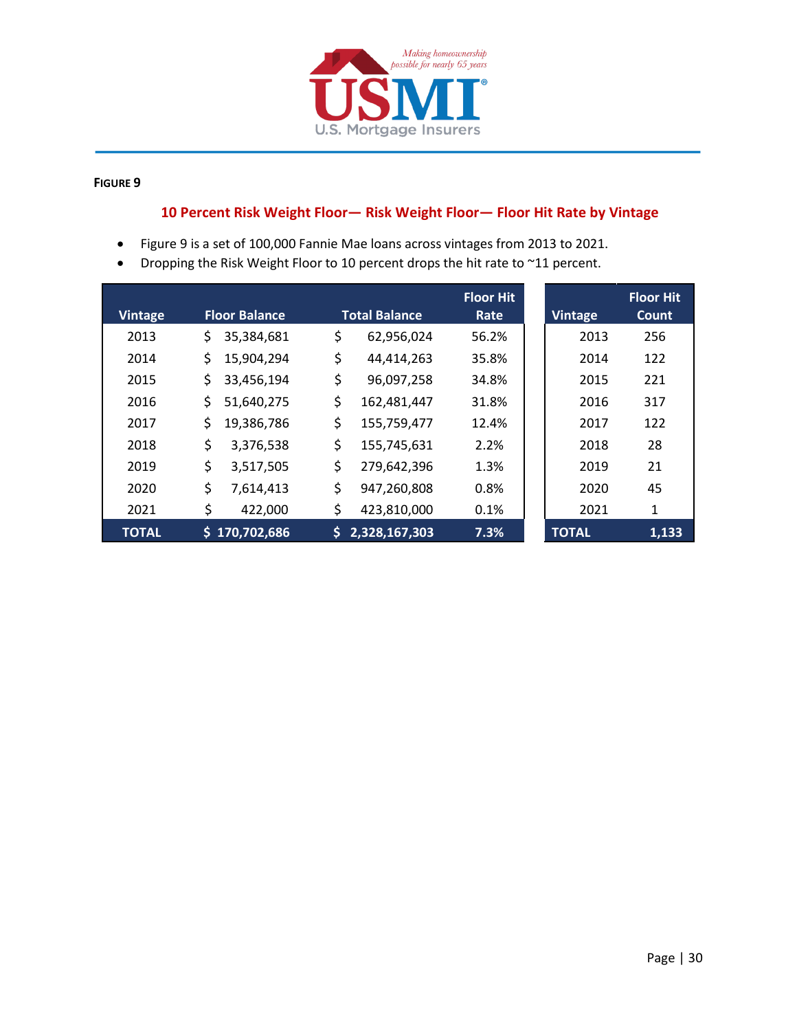**Figure 9**

## 10 Percent Risk Weight Floor— Risk Weight Floor— Floor Hit Rate by Vintage

- Figure 9 is a set of 100,000 Fannie Mae loans across vintages from 2013 to 2021.
- Dropping the Risk Weight Floor to 10 percent drops the hit rate to ~11 percent.

| Vintage | Floor Balance | Total Balance | Floor Hit Rate |
|---|---|---|---|
| 2013 | $ 35,384,681 | $ 62,956,024 | 56.2% |
| 2014 | $ 15,904,294 | $ 44,414,263 | 35.8% |
| 2015 | $ 33,456,194 | $ 96,097,258 | 34.8% |
| 2016 | $ 51,640,275 | $ 162,481,447 | 31.8% |
| 2017 | $ 19,386,786 | $ 155,759,477 | 12.4% |
| 2018 | $ 3,376,538 | $ 155,745,631 | 2.2% |
| 2019 | $ 3,517,505 | $ 279,642,396 | 1.3% |
| 2020 | $ 7,614,413 | $ 947,260,808 | 0.8% |
| 2021 | $ 422,000 | $ 423,810,000 | 0.1% |
| **TOTAL** | **$ 170,702,686** | **$ 2,328,167,303** | **7.3%** |

| Vintage | Floor Hit Count |
|---|---|
| 2013 | 256 |
| 2014 | 122 |
| 2015 | 221 |
| 2016 | 317 |
| 2017 | 122 |
| 2018 | 28 |
| 2019 | 21 |
| 2020 | 45 |
| 2021 | 1 |
| **TOTAL** | **1,133** |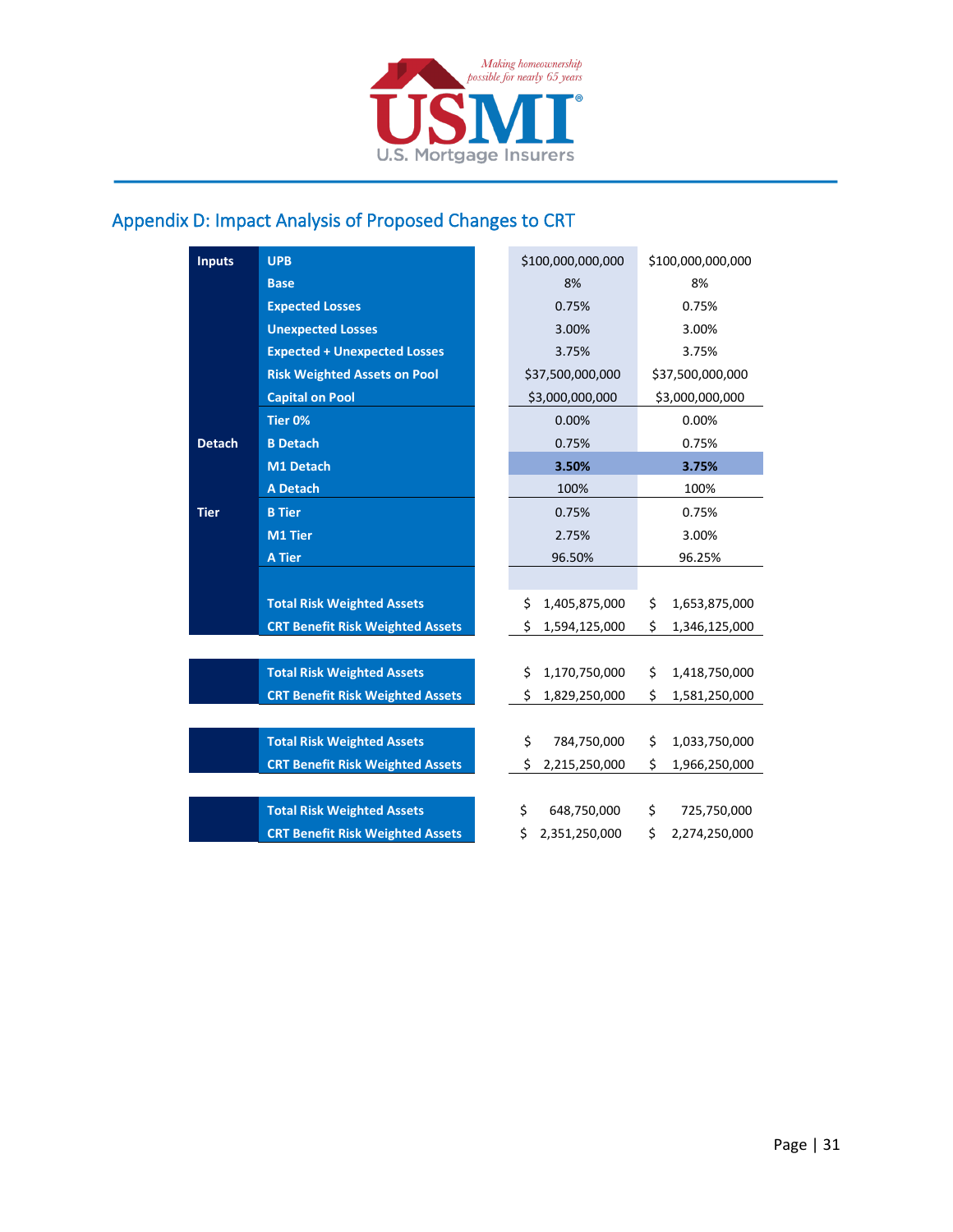## Appendix D: Impact Analysis of Proposed Changes to CRT

| | | | |
|---|---|---|---|
| Inputs | UPB | $100,000,000,000 | $100,000,000,000 |
| | Base | 8% | 8% |
| | Expected Losses | 0.75% | 0.75% |
| | Unexpected Losses | 3.00% | 3.00% |
| | Expected + Unexpected Losses | 3.75% | 3.75% |
| | Risk Weighted Assets on Pool | $37,500,000,000 | $37,500,000,000 |
| | Capital on Pool | $3,000,000,000 | $3,000,000,000 |
| Detach | Tier 0% | 0.00% | 0.00% |
| | B Detach | 0.75% | 0.75% |
| | M1 Detach | **3.50%** | **3.75%** |
| | A Detach | 100% | 100% |
| Tier | B Tier | 0.75% | 0.75% |
| | M1 Tier | 2.75% | 3.00% |
| | A Tier | 96.50% | 96.25% |
| | | | |
| | Total Risk Weighted Assets | $ 1,405,875,000 | $ 1,653,875,000 |
| | CRT Benefit Risk Weighted Assets | $ 1,594,125,000 | $ 1,346,125,000 |
| | | | |
| | Total Risk Weighted Assets | $ 1,170,750,000 | $ 1,418,750,000 |
| | CRT Benefit Risk Weighted Assets | $ 1,829,250,000 | $ 1,581,250,000 |
| | | | |
| | Total Risk Weighted Assets | $ 784,750,000 | $ 1,033,750,000 |
| | CRT Benefit Risk Weighted Assets | $ 2,215,250,000 | $ 1,966,250,000 |
| | | | |
| | Total Risk Weighted Assets | $ 648,750,000 | $ 725,750,000 |
| | CRT Benefit Risk Weighted Assets | $ 2,351,250,000 | $ 2,274,250,000 |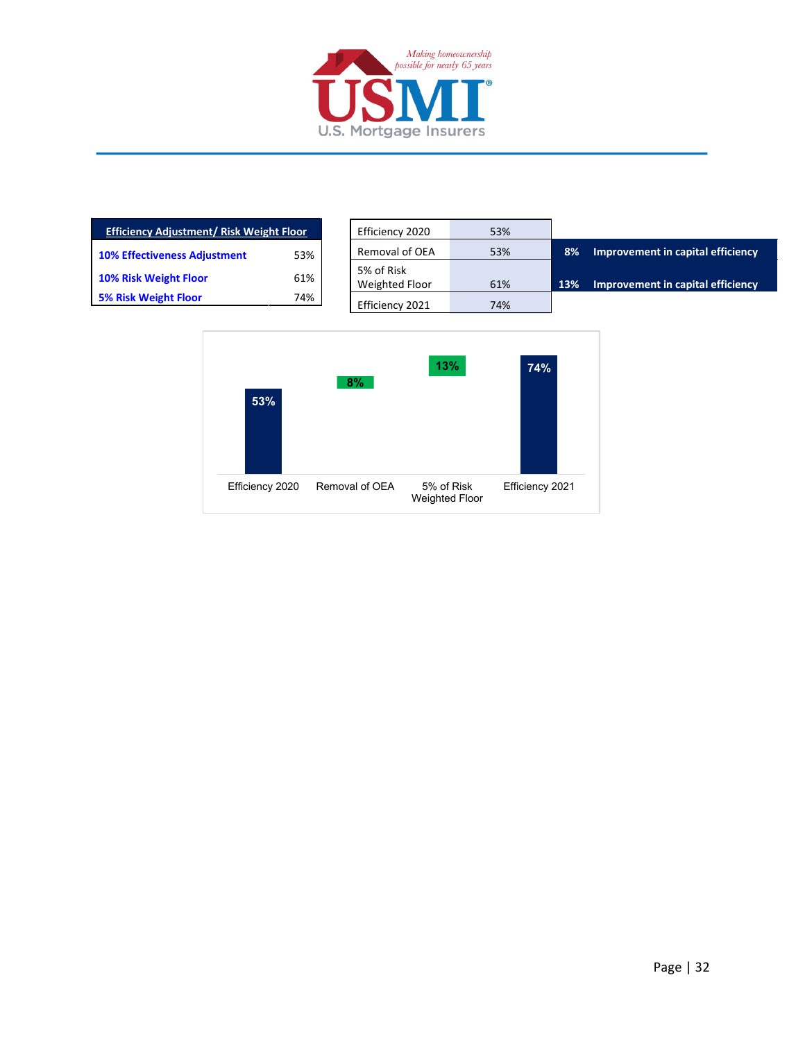| Efficiency Adjustment/ Risk Weight Floor | |
|---|---|
| **10% Effectiveness Adjustment** | 53% |
| **10% Risk Weight Floor** | 61% |
| **5% Risk Weight Floor** | 74% |

| | | | |
|---|---|---|---|
| Efficiency 2020 | 53% | | |
| Removal of OEA | 53% | 8% | Improvement in capital efficiency |
| 5% of Risk Weighted Floor | 61% | 13% | Improvement in capital efficiency |
| Efficiency 2021 | 74% | | |

53%

8%

13%

74%

Efficiency 2020

Removal of OEA

5% of Risk Weighted Floor

Efficiency 2021